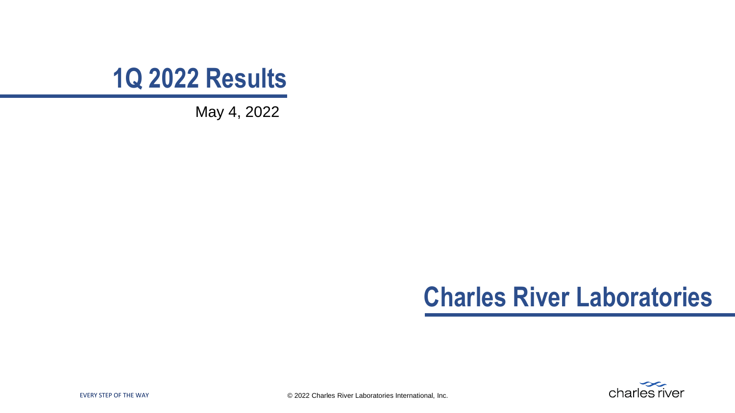# 1Q 2022 Results

May 4, 2022

## Charles River Laboratories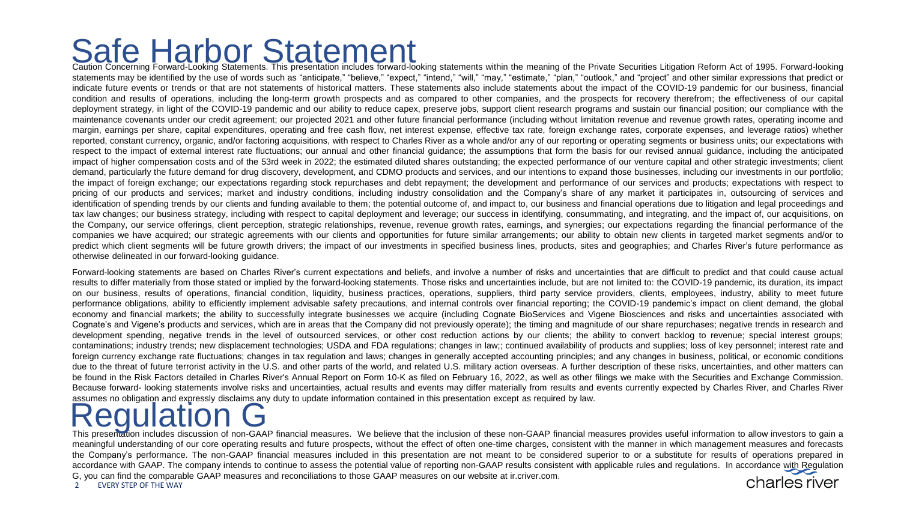# Safe Harbor Statement

Caution Concerning Forward-Looking Statements. This presentation includes forward-looking statements within the meaning of the Private Securities Litigation Reform Act of 1995. Forward-looking statements may be identified by the use of words such as "anticipate," "believe," "expect," "intend," "will," "may," "estimate," "plan," "outlook," and "project" and other similar expressions that predict or indicate future events or trends or that are not statements of historical matters. These statements also include statements about the impact of the COVID-19 pandemic for our business, financial condition and results of operations, including the long-term growth prospects and as compared to other companies, and the prospects for recovery therefrom; the effectiveness of our capital deployment strategy, in light of the COVID-19 pandemic and our ability to reduce capex, preserve jobs, support client research programs and sustain our financial position; our compliance with the maintenance covenants under our credit agreement; our projected 2021 and other future financial performance (including without limitation revenue and revenue growth rates, operating income and margin, earnings per share, capital expenditures, operating and free cash flow, net interest expense, effective tax rate, foreign exchange rates, corporate expenses, and leverage ratios) whether reported, constant currency, organic, and/or factoring acquisitions, with respect to Charles River as a whole and/or any of our reporting or operating segments or business units; our expectations with respect to the impact of external interest rate fluctuations; our annual and other financial guidance; the assumptions that form the basis for our revised annual guidance, including the anticipated impact of higher compensation costs and of the 53rd week in 2022; the estimated diluted shares outstanding; the expected performance of our venture capital and other strategic investments; client demand, particularly the future demand for drug discovery, development, and CDMO products and services, and our intentions to expand those businesses, including our investments in our portfolio; the impact of foreign exchange; our expectations regarding stock repurchases and debt repayment; the development and performance of our services and products; expectations with respect to pricing of our products and services; market and industry conditions, including industry consolidation and the Company's share of any market it participates in, outsourcing of services and identification of spending trends by our clients and funding available to them; the potential outcome of, and impact to, our business and financial operations due to litigation and legal proceedings and tax law changes; our business strategy, including with respect to capital deployment and leverage; our success in identifying, consummating, and integrating, and the impact of, our acquisitions, on the Company, our service offerings, client perception, strategic relationships, revenue, revenue growth rates, earnings, and synergies; our expectations regarding the financial performance of the companies we have acquired; our strategic agreements with our clients and opportunities for future similar arrangements; our ability to obtain new clients in targeted market segments and/or to predict which client segments will be future growth drivers; the impact of our investments in specified business lines, products, sites and geographies; and Charles River's future performance as otherwise delineated in our forward-looking guidance.

Forward-looking statements are based on Charles River's current expectations and beliefs, and involve a number of risks and uncertainties that are difficult to predict and that could cause actual results to differ materially from those stated or implied by the forward-looking statements. Those risks and uncertainties include, but are not limited to: the COVID-19 pandemic, its duration, its impact on our business, results of operations, financial condition, liquidity, business practices, operations, suppliers, third party service providers, clients, employees, industry, ability to meet future performance obligations, ability to efficiently implement advisable safety precautions, and internal controls over financial reporting; the COVID-19 pandemic's impact on client demand, the global economy and financial markets; the ability to successfully integrate businesses we acquire (including Cognate BioServices and Vigene Biosciences and risks and uncertainties associated with Cognate's and Vigene's products and services, which are in areas that the Company did not previously operate); the timing and magnitude of our share repurchases; negative trends in research and development spending, negative trends in the level of outsourced services, or other cost reduction actions by our clients; the ability to convert backlog to revenue; special interest groups; contaminations; industry trends; new displacement technologies; USDA and FDA regulations; changes in law;; continued availability of products and supplies; loss of key personnel; interest rate and foreign currency exchange rate fluctuations; changes in tax regulation and laws; changes in generally accepted accounting principles; and any changes in business, political, or economic conditions due to the threat of future terrorist activity in the U.S. and other parts of the world, and related U.S. military action overseas. A further description of these risks, uncertainties, and other matters can be found in the Risk Factors detailed in Charles River's Annual Report on Form 10-K as filed on February 16, 2022, as well as other filings we make with the Securities and Exchange Commission. Because forward- looking statements involve risks and uncertainties, actual results and events may differ materially from results and events currently expected by Charles River, and Charles River assumes no obligation and expressly disclaims any duty to update information contained in this presentation except as required by law.

# Regulation G

This presentation includes discussion of non-GAAP financial measures. We believe that the inclusion of these non-GAAP financial measures provides useful information to allow investors to gain a meaningful understanding of our core operating results and future prospects, without the effect of often one-time charges, consistent with the manner in which management measures and forecasts the Company's performance. The non-GAAP financial measures included in this presentation are not meant to be considered superior to or a substitute for results of operations prepared in accordance with GAAP. The company intends to continue to assess the potential value of reporting non-GAAP results consistent with applicable rules and regulations. In accordance with Regulation G, you can find the comparable GAAP measures and reconciliations to those GAAP measures on our website at ir.criver.com.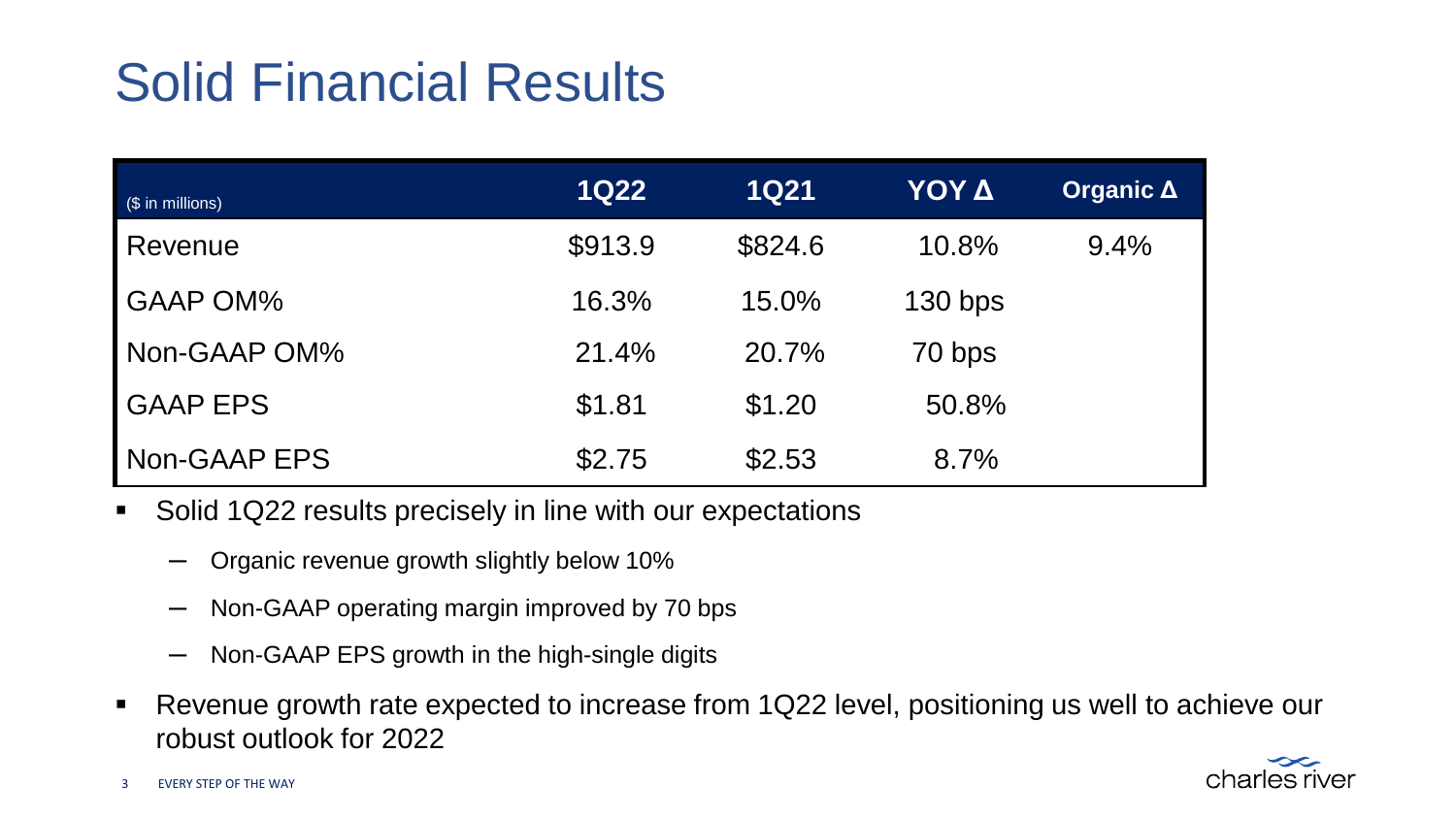# Solid Financial Results

| ($ in millions) | 1Q22 | 1Q21 | YOY Δ | Organic Δ |
|---|---|---|---|---|
| Revenue | $913.9 | $824.6 | 10.8% | 9.4% |
| GAAP OM% | 16.3% | 15.0% | 130 bps | |
| Non-GAAP OM% | 21.4% | 20.7% | 70 bps | |
| GAAP EPS | $1.81 | $1.20 | 50.8% | |
| Non-GAAP EPS | $2.75 | $2.53 | 8.7% | |

- Solid 1Q22 results precisely in line with our expectations
  - Organic revenue growth slightly below 10%
  - Non-GAAP operating margin improved by 70 bps
  - Non-GAAP EPS growth in the high-single digits
- Revenue growth rate expected to increase from 1Q22 level, positioning us well to achieve our robust outlook for 2022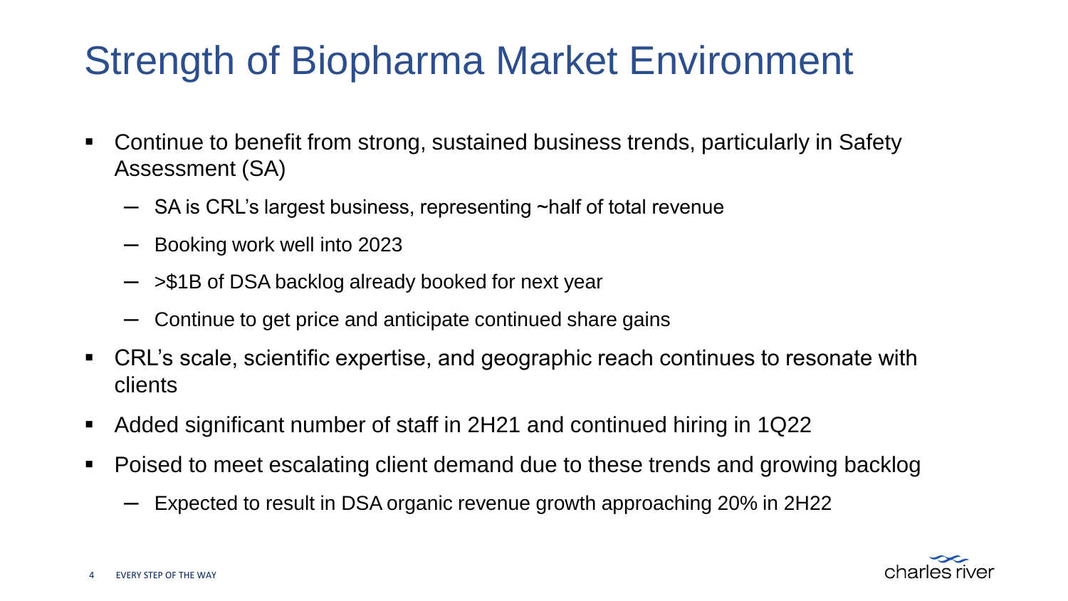# Strength of Biopharma Market Environment

- Continue to benefit from strong, sustained business trends, particularly in Safety Assessment (SA)
  - SA is CRL's largest business, representing ~half of total revenue
  - Booking work well into 2023
  - >$1B of DSA backlog already booked for next year
  - Continue to get price and anticipate continued share gains
- CRL's scale, scientific expertise, and geographic reach continues to resonate with clients
- Added significant number of staff in 2H21 and continued hiring in 1Q22
- Poised to meet escalating client demand due to these trends and growing backlog
  - Expected to result in DSA organic revenue growth approaching 20% in 2H22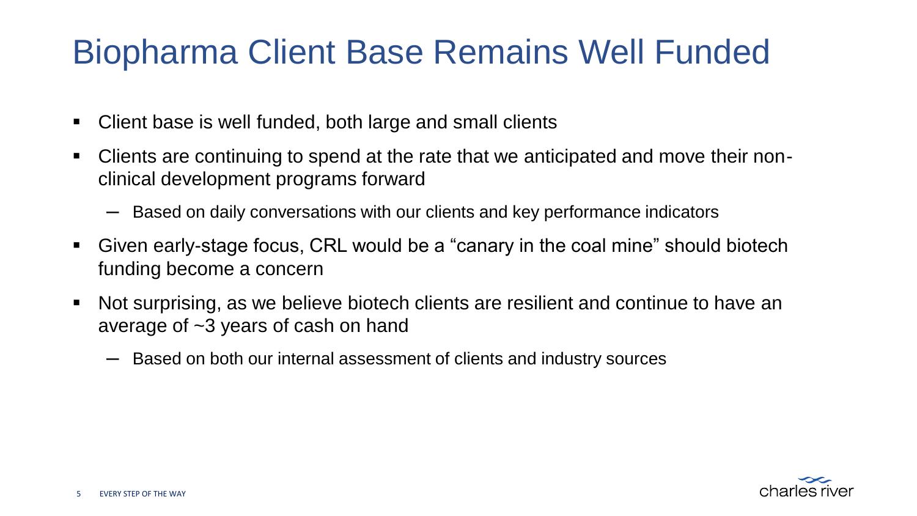# Biopharma Client Base Remains Well Funded

- Client base is well funded, both large and small clients
- Clients are continuing to spend at the rate that we anticipated and move their non-clinical development programs forward
  - Based on daily conversations with our clients and key performance indicators
- Given early-stage focus, CRL would be a “canary in the coal mine” should biotech funding become a concern
- Not surprising, as we believe biotech clients are resilient and continue to have an average of ~3 years of cash on hand
  - Based on both our internal assessment of clients and industry sources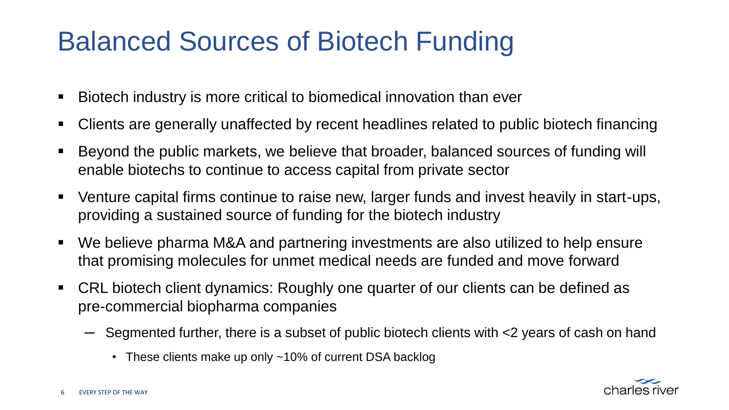# Balanced Sources of Biotech Funding

- Biotech industry is more critical to biomedical innovation than ever
- Clients are generally unaffected by recent headlines related to public biotech financing
- Beyond the public markets, we believe that broader, balanced sources of funding will enable biotechs to continue to access capital from private sector
- Venture capital firms continue to raise new, larger funds and invest heavily in start-ups, providing a sustained source of funding for the biotech industry
- We believe pharma M&A and partnering investments are also utilized to help ensure that promising molecules for unmet medical needs are funded and move forward
- CRL biotech client dynamics: Roughly one quarter of our clients can be defined as pre-commercial biopharma companies
  - Segmented further, there is a subset of public biotech clients with <2 years of cash on hand
    - These clients make up only ~10% of current DSA backlog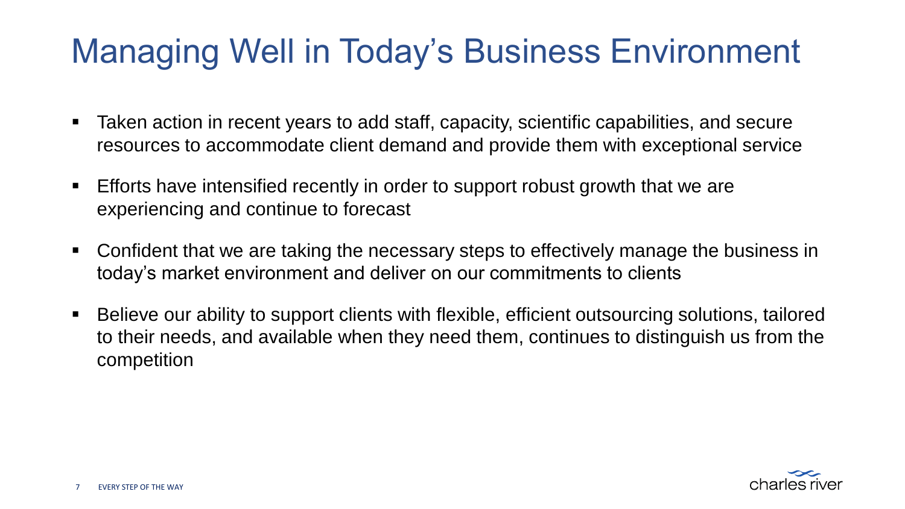# Managing Well in Today's Business Environment

- Taken action in recent years to add staff, capacity, scientific capabilities, and secure resources to accommodate client demand and provide them with exceptional service
- Efforts have intensified recently in order to support robust growth that we are experiencing and continue to forecast
- Confident that we are taking the necessary steps to effectively manage the business in today's market environment and deliver on our commitments to clients
- Believe our ability to support clients with flexible, efficient outsourcing solutions, tailored to their needs, and available when they need them, continues to distinguish us from the competition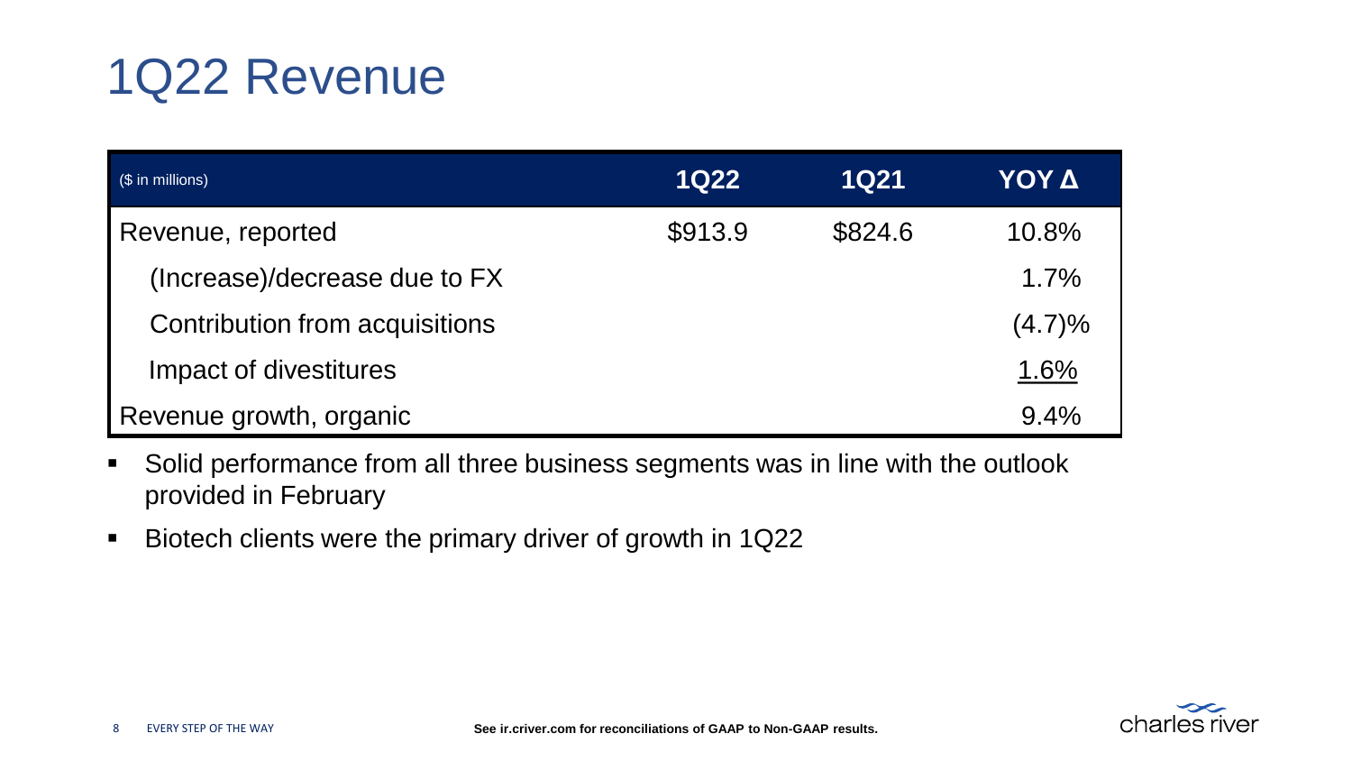# 1Q22 Revenue

| ($ in millions) | 1Q22 | 1Q21 | YOY Δ |
|---|---|---|---|
| Revenue, reported | $913.9 | $824.6 | 10.8% |
| (Increase)/decrease due to FX | | | 1.7% |
| Contribution from acquisitions | | | (4.7)% |
| Impact of divestitures | | | 1.6% |
| Revenue growth, organic | | | 9.4% |

- Solid performance from all three business segments was in line with the outlook provided in February
- Biotech clients were the primary driver of growth in 1Q22

See ir.criver.com for reconciliations of GAAP to Non-GAAP results.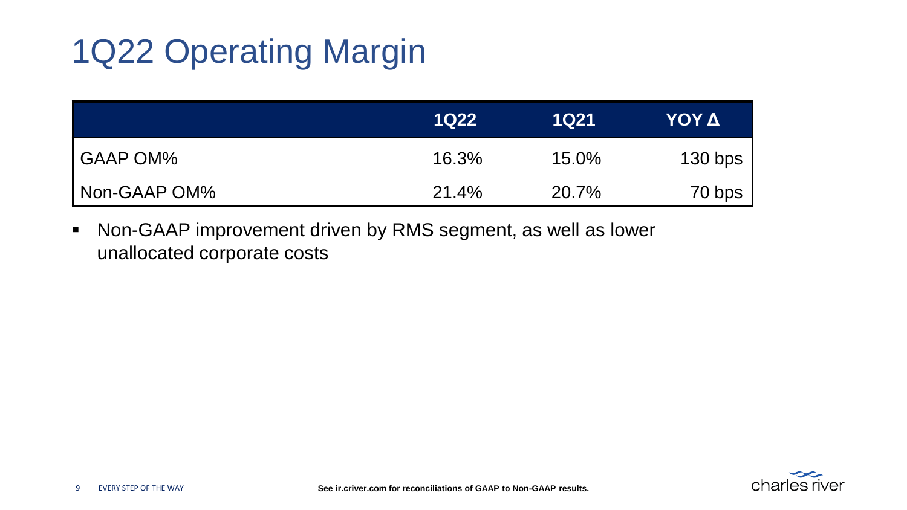# 1Q22 Operating Margin

| | 1Q22 | 1Q21 | YOY Δ |
|---|---|---|---|
| GAAP OM% | 16.3% | 15.0% | 130 bps |
| Non-GAAP OM% | 21.4% | 20.7% | 70 bps |

- Non-GAAP improvement driven by RMS segment, as well as lower unallocated corporate costs

**See ir.criver.com for reconciliations of GAAP to Non-GAAP results.**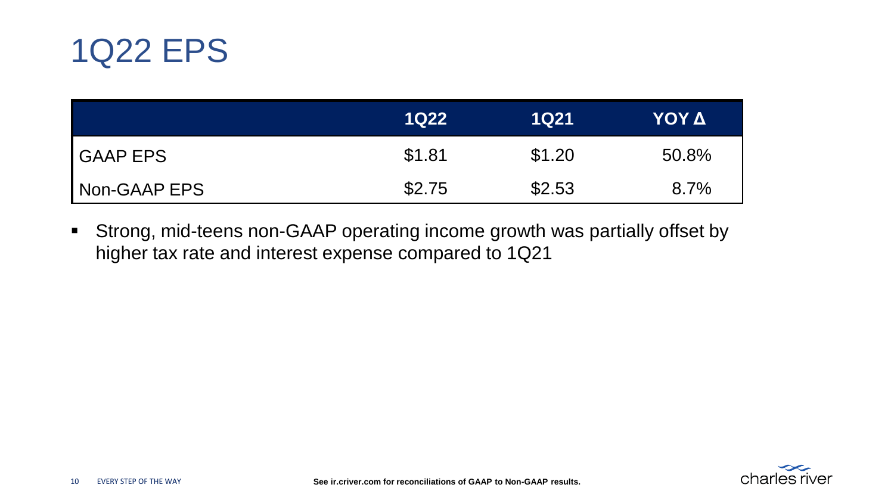# 1Q22 EPS

| | 1Q22 | 1Q21 | YOY Δ |
|---|---|---|---|
| GAAP EPS | $1.81 | $1.20 | 50.8% |
| Non-GAAP EPS | $2.75 | $2.53 | 8.7% |

- Strong, mid-teens non-GAAP operating income growth was partially offset by higher tax rate and interest expense compared to 1Q21

**See ir.criver.com for reconciliations of GAAP to Non-GAAP results.**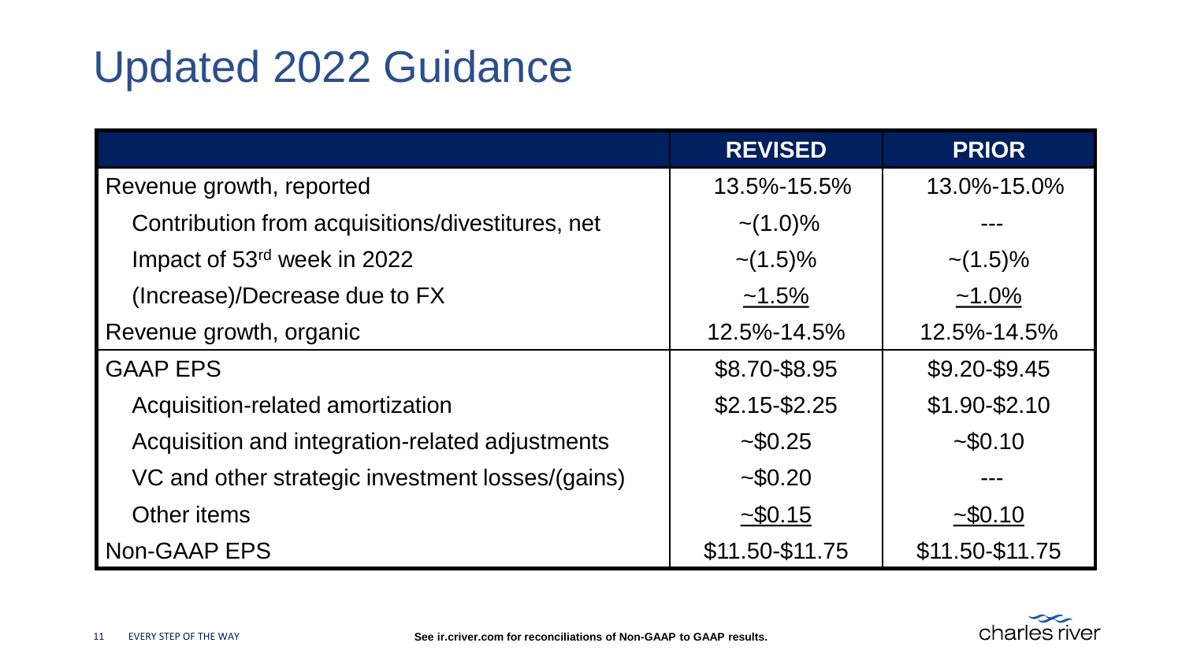# Updated 2022 Guidance

| | REVISED | PRIOR |
|---|---|---|
| Revenue growth, reported | 13.5%-15.5% | 13.0%-15.0% |
| Contribution from acquisitions/divestitures, net | ~(1.0)% | --- |
| Impact of 53rd week in 2022 | ~(1.5)% | ~(1.5)% |
| (Increase)/Decrease due to FX | ~1.5% | ~1.0% |
| Revenue growth, organic | 12.5%-14.5% | 12.5%-14.5% |
| GAAP EPS | \$8.70-\$8.95 | \$9.20-\$9.45 |
| Acquisition-related amortization | \$2.15-\$2.25 | \$1.90-\$2.10 |
| Acquisition and integration-related adjustments | ~\$0.25 | ~\$0.10 |
| VC and other strategic investment losses/(gains) | ~\$0.20 | --- |
| Other items | ~\$0.15 | ~\$0.10 |
| Non-GAAP EPS | \$11.50-\$11.75 | \$11.50-\$11.75 |

See ir.criver.com for reconciliations of Non-GAAP to GAAP results.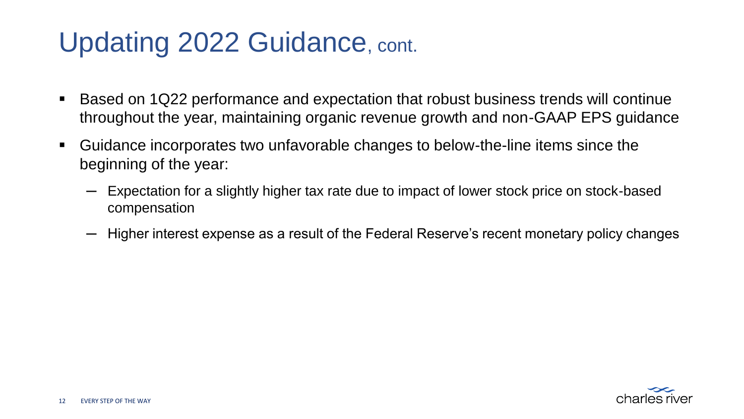# Updating 2022 Guidance, cont.

- Based on 1Q22 performance and expectation that robust business trends will continue throughout the year, maintaining organic revenue growth and non-GAAP EPS guidance
- Guidance incorporates two unfavorable changes to below-the-line items since the beginning of the year:
  - Expectation for a slightly higher tax rate due to impact of lower stock price on stock-based compensation
  - Higher interest expense as a result of the Federal Reserve's recent monetary policy changes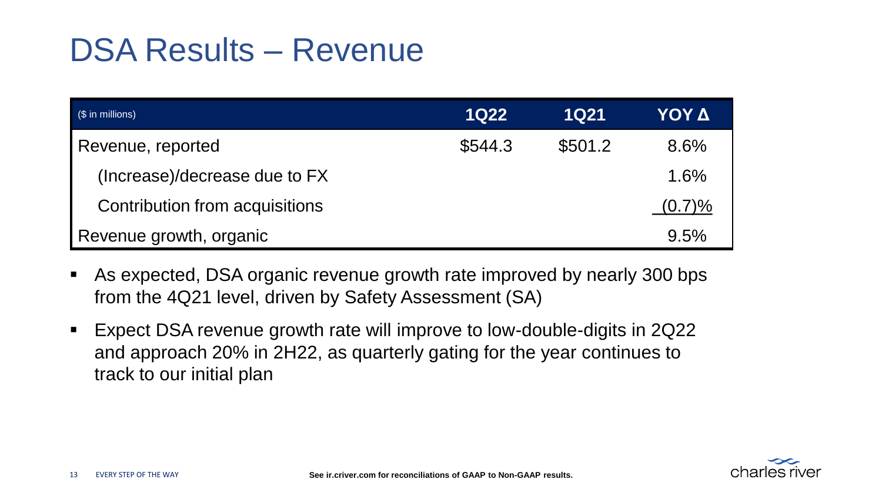# DSA Results – Revenue

| ($ in millions) | 1Q22 | 1Q21 | YOY Δ |
|---|---|---|---|
| Revenue, reported | $544.3 | $501.2 | 8.6% |
| (Increase)/decrease due to FX | | | 1.6% |
| Contribution from acquisitions | | | (0.7)% |
| Revenue growth, organic | | | 9.5% |

- As expected, DSA organic revenue growth rate improved by nearly 300 bps from the 4Q21 level, driven by Safety Assessment (SA)
- Expect DSA revenue growth rate will improve to low-double-digits in 2Q22 and approach 20% in 2H22, as quarterly gating for the year continues to track to our initial plan

**See ir.criver.com for reconciliations of GAAP to Non-GAAP results.**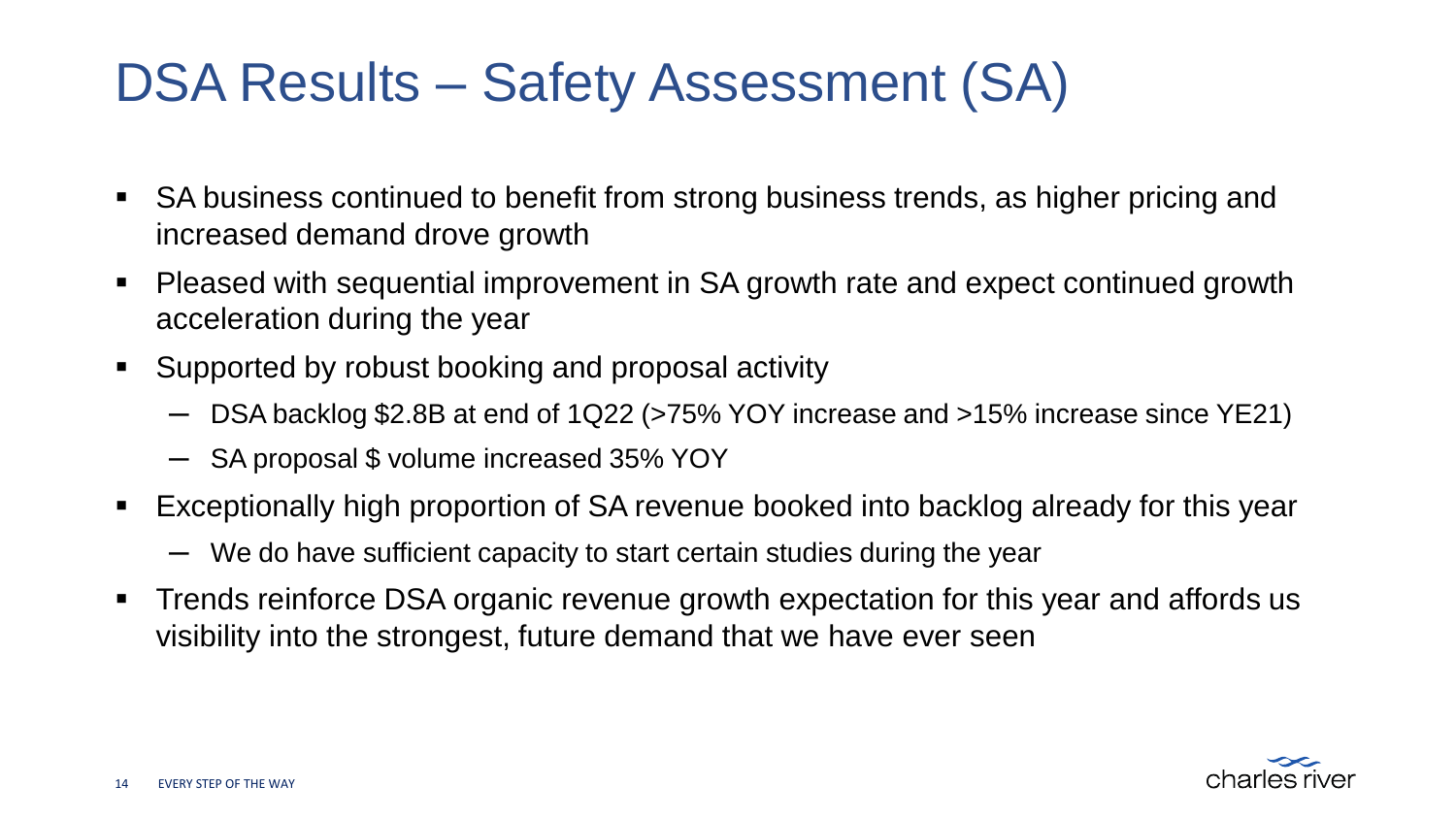# DSA Results – Safety Assessment (SA)

- SA business continued to benefit from strong business trends, as higher pricing and increased demand drove growth
- Pleased with sequential improvement in SA growth rate and expect continued growth acceleration during the year
- Supported by robust booking and proposal activity
  - DSA backlog $2.8B at end of 1Q22 (>75% YOY increase and >15% increase since YE21)
  - SA proposal $ volume increased 35% YOY
- Exceptionally high proportion of SA revenue booked into backlog already for this year
  - We do have sufficient capacity to start certain studies during the year
- Trends reinforce DSA organic revenue growth expectation for this year and affords us visibility into the strongest, future demand that we have ever seen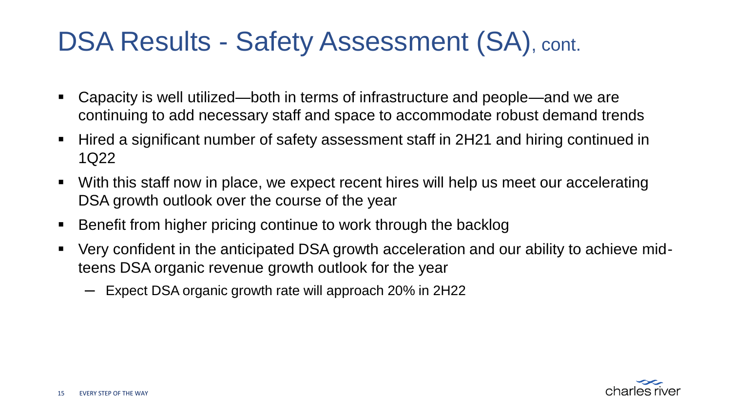# DSA Results - Safety Assessment (SA), cont.

- Capacity is well utilized—both in terms of infrastructure and people—and we are continuing to add necessary staff and space to accommodate robust demand trends
- Hired a significant number of safety assessment staff in 2H21 and hiring continued in 1Q22
- With this staff now in place, we expect recent hires will help us meet our accelerating DSA growth outlook over the course of the year
- Benefit from higher pricing continue to work through the backlog
- Very confident in the anticipated DSA growth acceleration and our ability to achieve mid-teens DSA organic revenue growth outlook for the year
  - Expect DSA organic growth rate will approach 20% in 2H22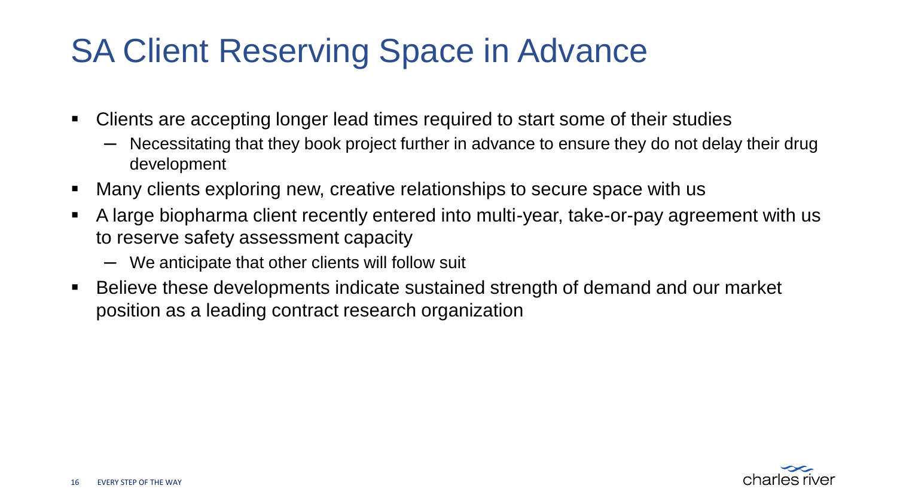# SA Client Reserving Space in Advance

- Clients are accepting longer lead times required to start some of their studies
  - Necessitating that they book project further in advance to ensure they do not delay their drug development
- Many clients exploring new, creative relationships to secure space with us
- A large biopharma client recently entered into multi-year, take-or-pay agreement with us to reserve safety assessment capacity
  - We anticipate that other clients will follow suit
- Believe these developments indicate sustained strength of demand and our market position as a leading contract research organization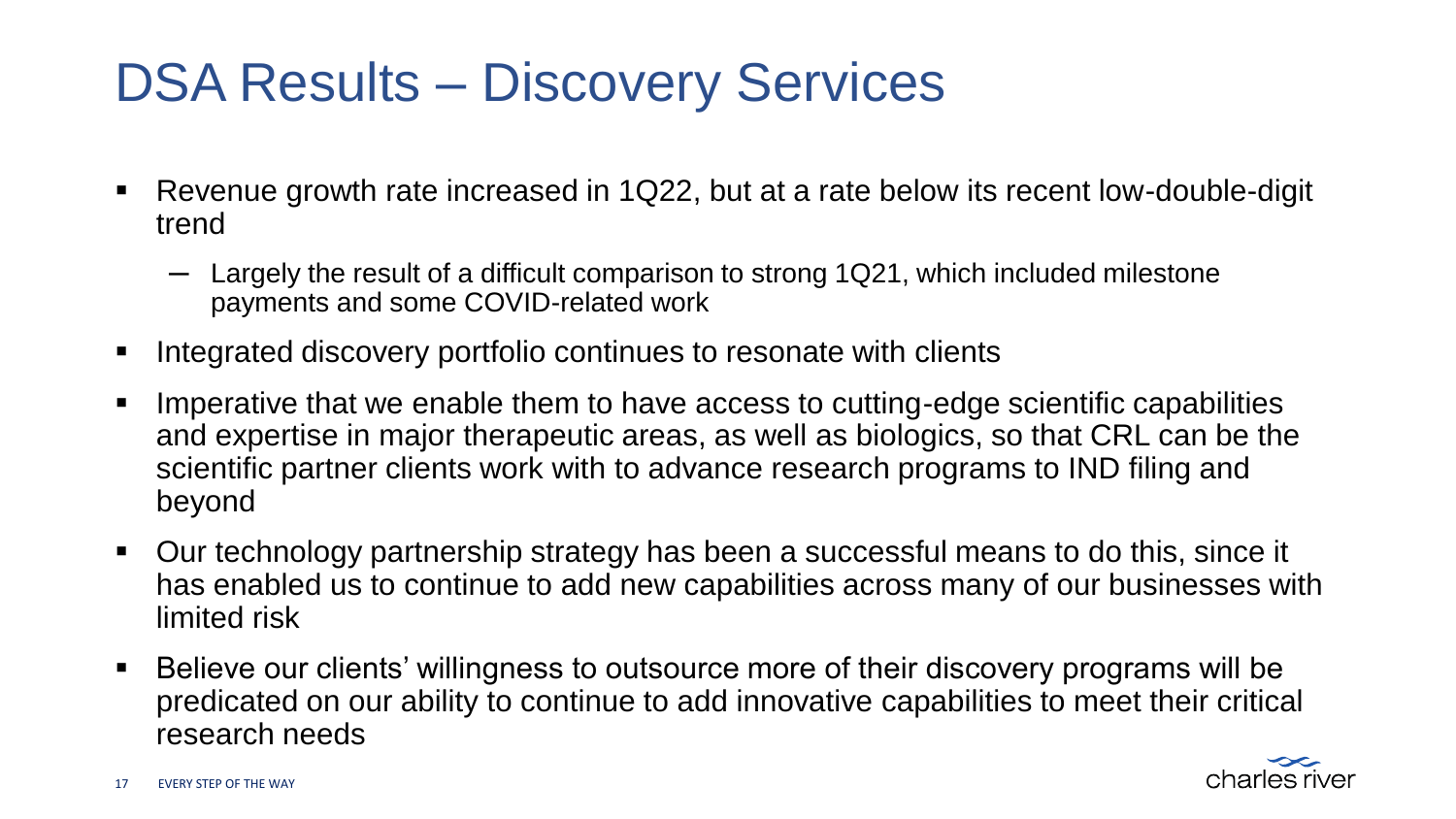# DSA Results – Discovery Services

- Revenue growth rate increased in 1Q22, but at a rate below its recent low-double-digit trend
  - Largely the result of a difficult comparison to strong 1Q21, which included milestone payments and some COVID-related work
- Integrated discovery portfolio continues to resonate with clients
- Imperative that we enable them to have access to cutting-edge scientific capabilities and expertise in major therapeutic areas, as well as biologics, so that CRL can be the scientific partner clients work with to advance research programs to IND filing and beyond
- Our technology partnership strategy has been a successful means to do this, since it has enabled us to continue to add new capabilities across many of our businesses with limited risk
- Believe our clients' willingness to outsource more of their discovery programs will be predicated on our ability to continue to add innovative capabilities to meet their critical research needs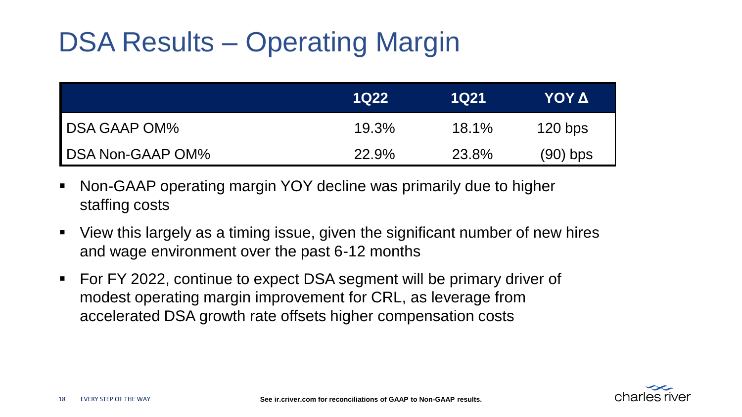# DSA Results – Operating Margin

|  | 1Q22 | 1Q21 | YOY Δ |
|---|---|---|---|
| DSA GAAP OM% | 19.3% | 18.1% | 120 bps |
| DSA Non-GAAP OM% | 22.9% | 23.8% | (90) bps |

- Non-GAAP operating margin YOY decline was primarily due to higher staffing costs
- View this largely as a timing issue, given the significant number of new hires and wage environment over the past 6-12 months
- For FY 2022, continue to expect DSA segment will be primary driver of modest operating margin improvement for CRL, as leverage from accelerated DSA growth rate offsets higher compensation costs

**See ir.criver.com for reconciliations of GAAP to Non-GAAP results.**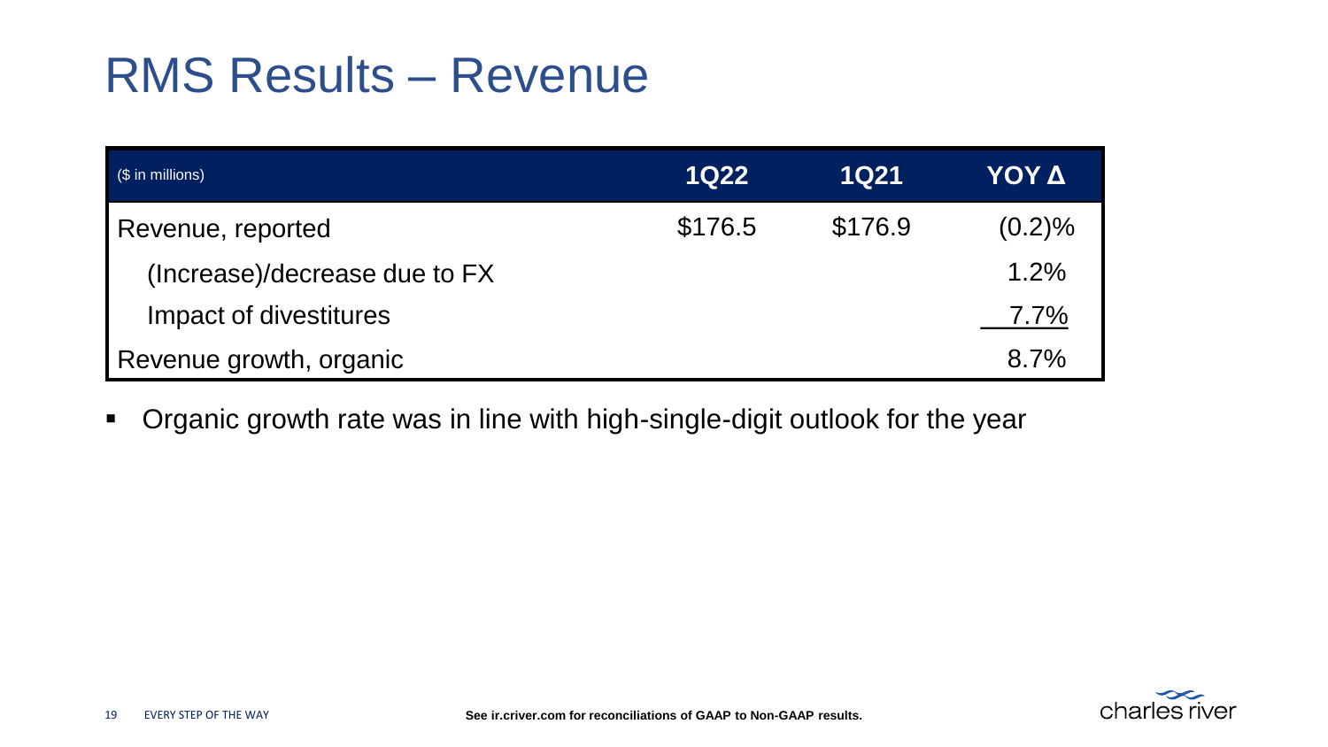# RMS Results – Revenue

| ($ in millions) | 1Q22 | 1Q21 | YOY Δ |
|---|---|---|---|
| Revenue, reported | $176.5 | $176.9 | (0.2)% |
| (Increase)/decrease due to FX | | | 1.2% |
| Impact of divestitures | | | 7.7% |
| Revenue growth, organic | | | 8.7% |

- Organic growth rate was in line with high-single-digit outlook for the year

See ir.criver.com for reconciliations of GAAP to Non-GAAP results.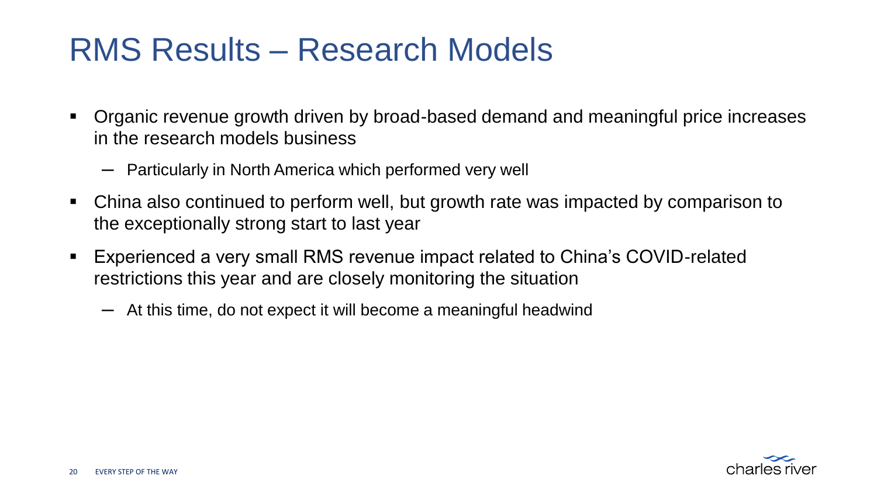# RMS Results – Research Models

- Organic revenue growth driven by broad-based demand and meaningful price increases in the research models business
  - Particularly in North America which performed very well
- China also continued to perform well, but growth rate was impacted by comparison to the exceptionally strong start to last year
- Experienced a very small RMS revenue impact related to China's COVID-related restrictions this year and are closely monitoring the situation
  - At this time, do not expect it will become a meaningful headwind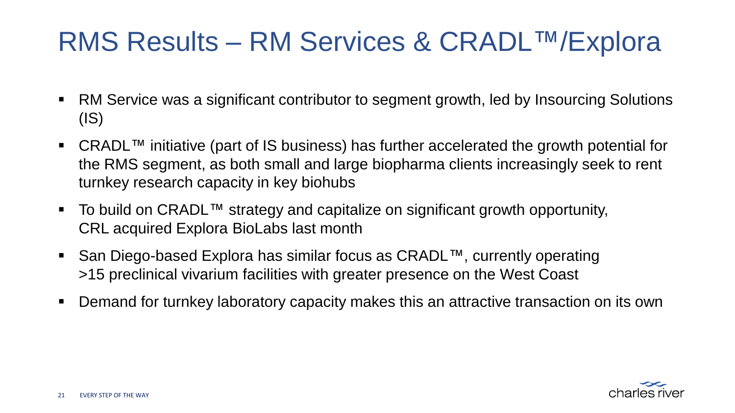# RMS Results – RM Services & CRADL™/Explora

- RM Service was a significant contributor to segment growth, led by Insourcing Solutions (IS)
- CRADL™ initiative (part of IS business) has further accelerated the growth potential for the RMS segment, as both small and large biopharma clients increasingly seek to rent turnkey research capacity in key biohubs
- To build on CRADL™ strategy and capitalize on significant growth opportunity, CRL acquired Explora BioLabs last month
- San Diego-based Explora has similar focus as CRADL™, currently operating >15 preclinical vivarium facilities with greater presence on the West Coast
- Demand for turnkey laboratory capacity makes this an attractive transaction on its own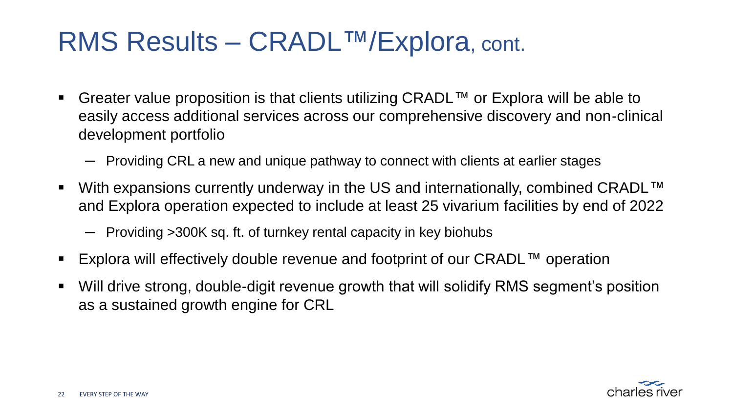# RMS Results – CRADL™/Explora, cont.

- Greater value proposition is that clients utilizing CRADL™ or Explora will be able to easily access additional services across our comprehensive discovery and non-clinical development portfolio
  - Providing CRL a new and unique pathway to connect with clients at earlier stages
- With expansions currently underway in the US and internationally, combined CRADL™ and Explora operation expected to include at least 25 vivarium facilities by end of 2022
  - Providing >300K sq. ft. of turnkey rental capacity in key biohubs
- Explora will effectively double revenue and footprint of our CRADL™ operation
- Will drive strong, double-digit revenue growth that will solidify RMS segment's position as a sustained growth engine for CRL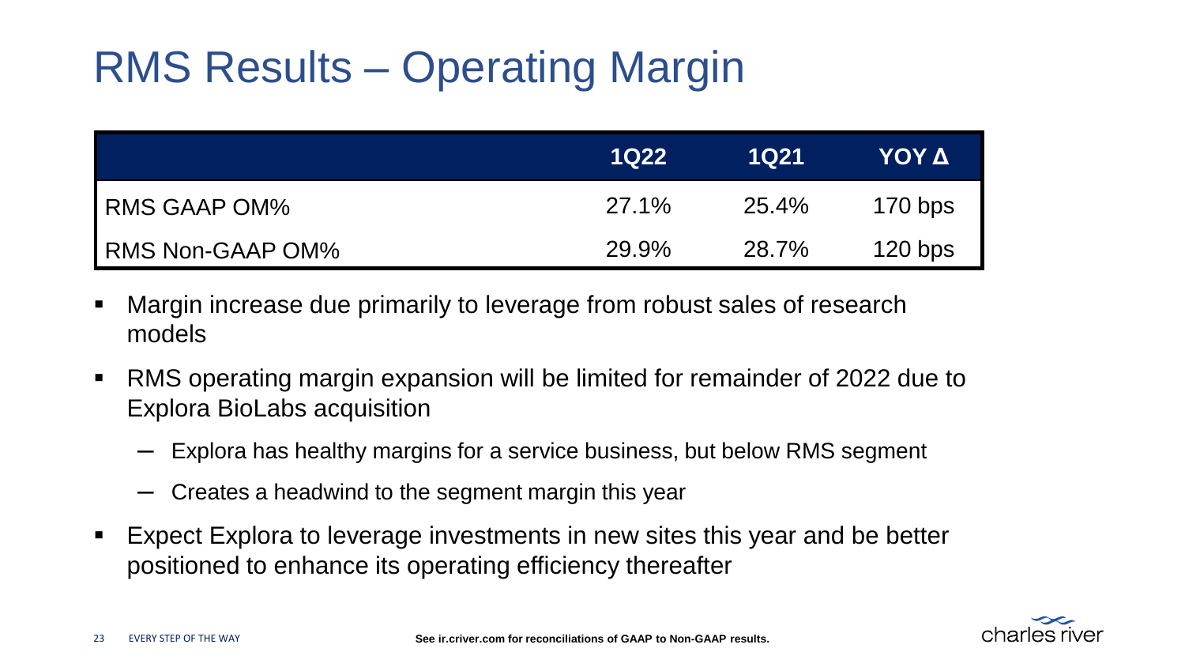# RMS Results – Operating Margin

| | 1Q22 | 1Q21 | YOY Δ |
|---|---|---|---|
| RMS GAAP OM% | 27.1% | 25.4% | 170 bps |
| RMS Non-GAAP OM% | 29.9% | 28.7% | 120 bps |

- Margin increase due primarily to leverage from robust sales of research models
- RMS operating margin expansion will be limited for remainder of 2022 due to Explora BioLabs acquisition
  - Explora has healthy margins for a service business, but below RMS segment
  - Creates a headwind to the segment margin this year
- Expect Explora to leverage investments in new sites this year and be better positioned to enhance its operating efficiency thereafter

See ir.criver.com for reconciliations of GAAP to Non-GAAP results.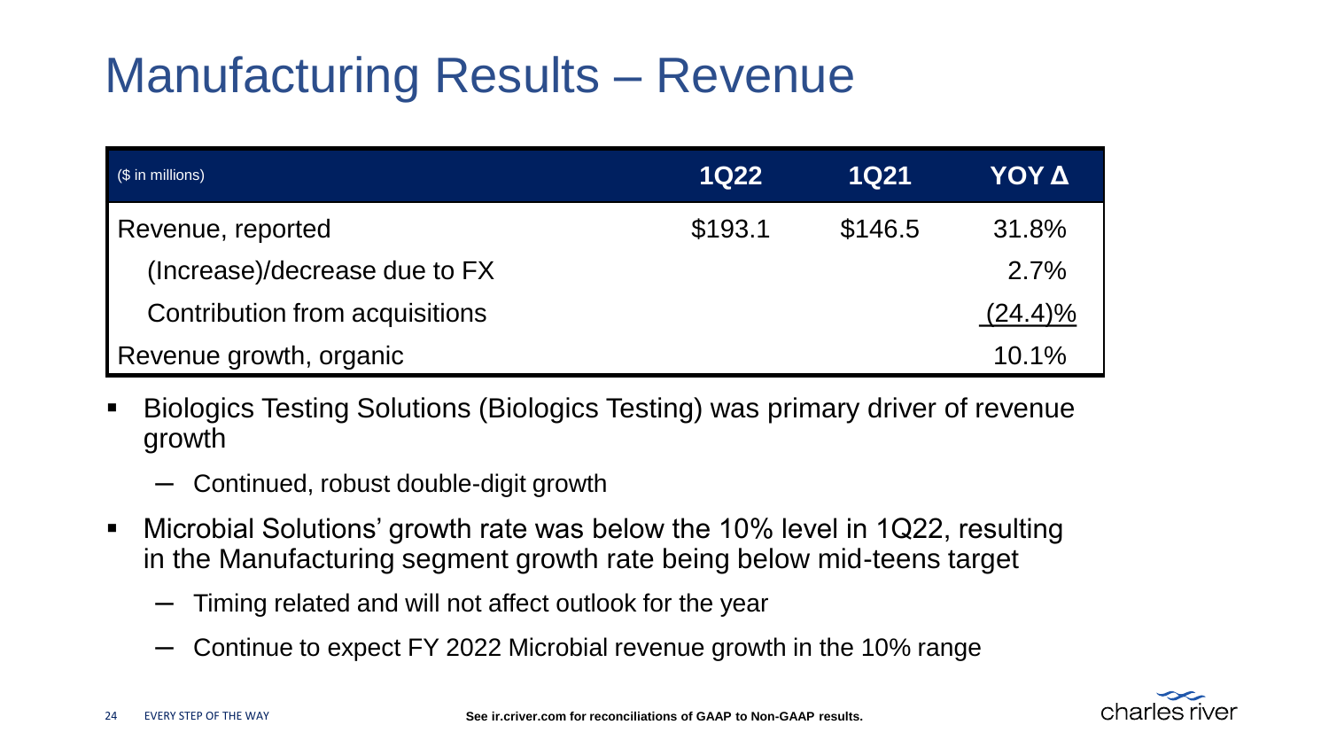# Manufacturing Results – Revenue

| ($ in millions) | 1Q22 | 1Q21 | YOY Δ |
|---|---|---|---|
| Revenue, reported | $193.1 | $146.5 | 31.8% |
| (Increase)/decrease due to FX | | | 2.7% |
| Contribution from acquisitions | | | (24.4)% |
| Revenue growth, organic | | | 10.1% |

- Biologics Testing Solutions (Biologics Testing) was primary driver of revenue growth
  - Continued, robust double-digit growth
- Microbial Solutions' growth rate was below the 10% level in 1Q22, resulting in the Manufacturing segment growth rate being below mid-teens target
  - Timing related and will not affect outlook for the year
  - Continue to expect FY 2022 Microbial revenue growth in the 10% range

**See ir.criver.com for reconciliations of GAAP to Non-GAAP results.**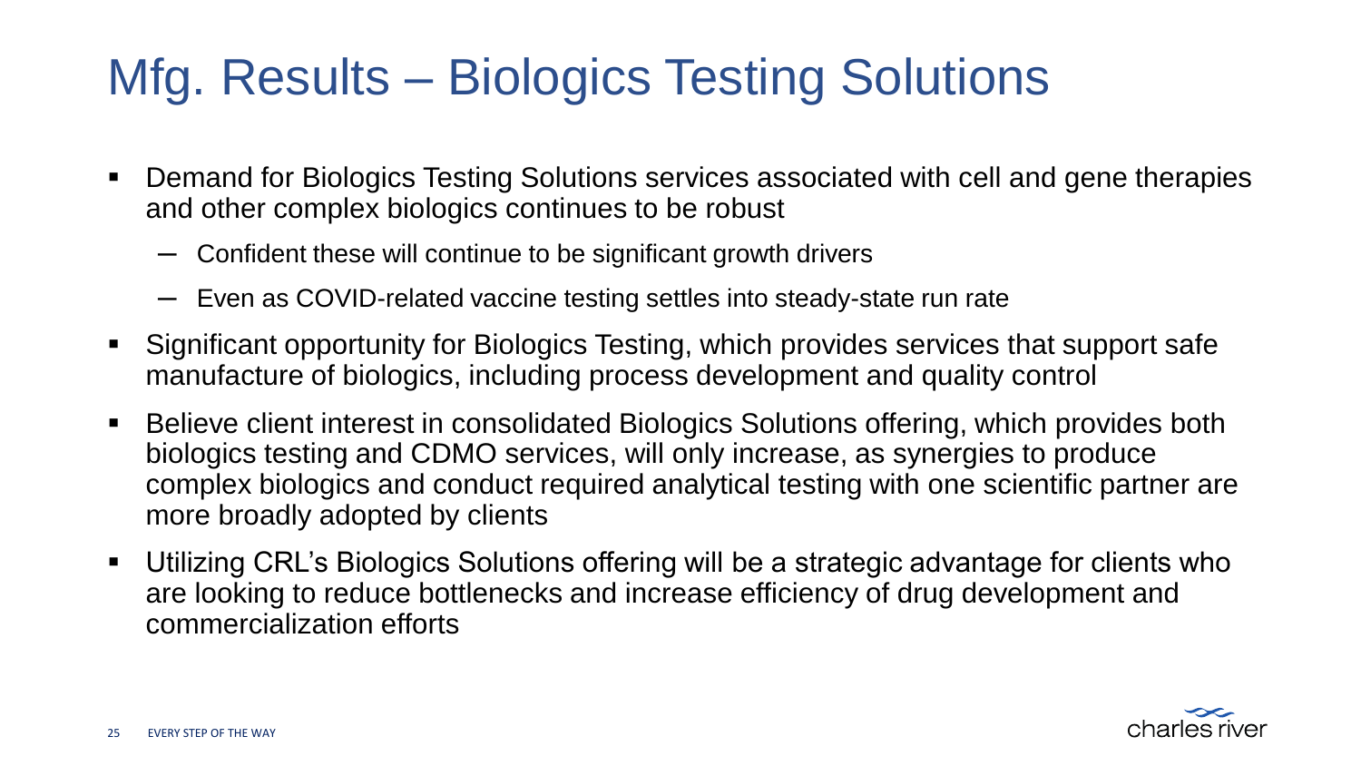# Mfg. Results – Biologics Testing Solutions

- Demand for Biologics Testing Solutions services associated with cell and gene therapies and other complex biologics continues to be robust
  - Confident these will continue to be significant growth drivers
  - Even as COVID-related vaccine testing settles into steady-state run rate
- Significant opportunity for Biologics Testing, which provides services that support safe manufacture of biologics, including process development and quality control
- Believe client interest in consolidated Biologics Solutions offering, which provides both biologics testing and CDMO services, will only increase, as synergies to produce complex biologics and conduct required analytical testing with one scientific partner are more broadly adopted by clients
- Utilizing CRL's Biologics Solutions offering will be a strategic advantage for clients who are looking to reduce bottlenecks and increase efficiency of drug development and commercialization efforts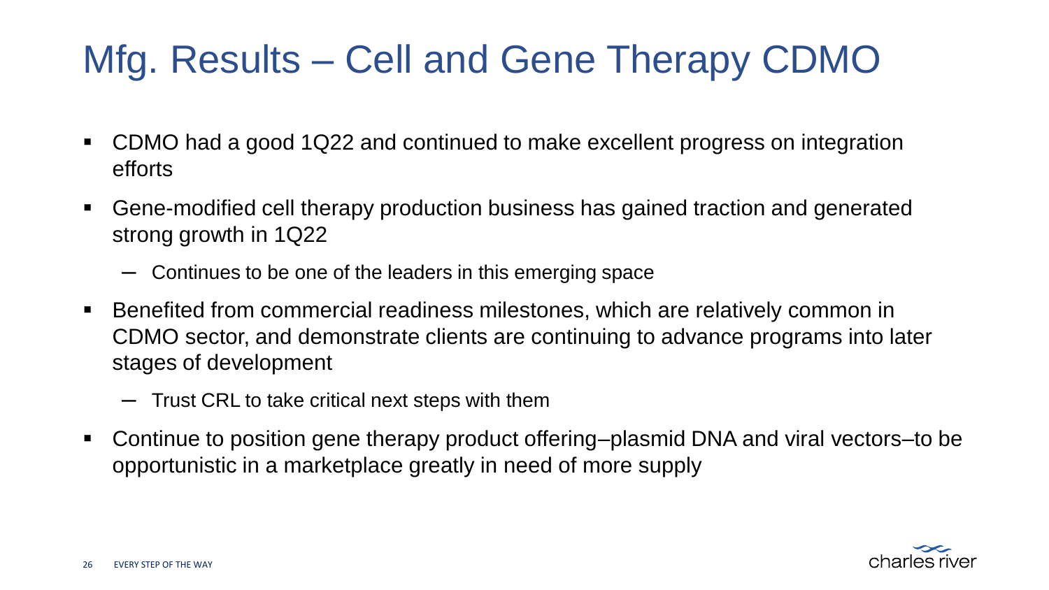# Mfg. Results – Cell and Gene Therapy CDMO

- CDMO had a good 1Q22 and continued to make excellent progress on integration efforts
- Gene-modified cell therapy production business has gained traction and generated strong growth in 1Q22
  - Continues to be one of the leaders in this emerging space
- Benefited from commercial readiness milestones, which are relatively common in CDMO sector, and demonstrate clients are continuing to advance programs into later stages of development
  - Trust CRL to take critical next steps with them
- Continue to position gene therapy product offering–plasmid DNA and viral vectors–to be opportunistic in a marketplace greatly in need of more supply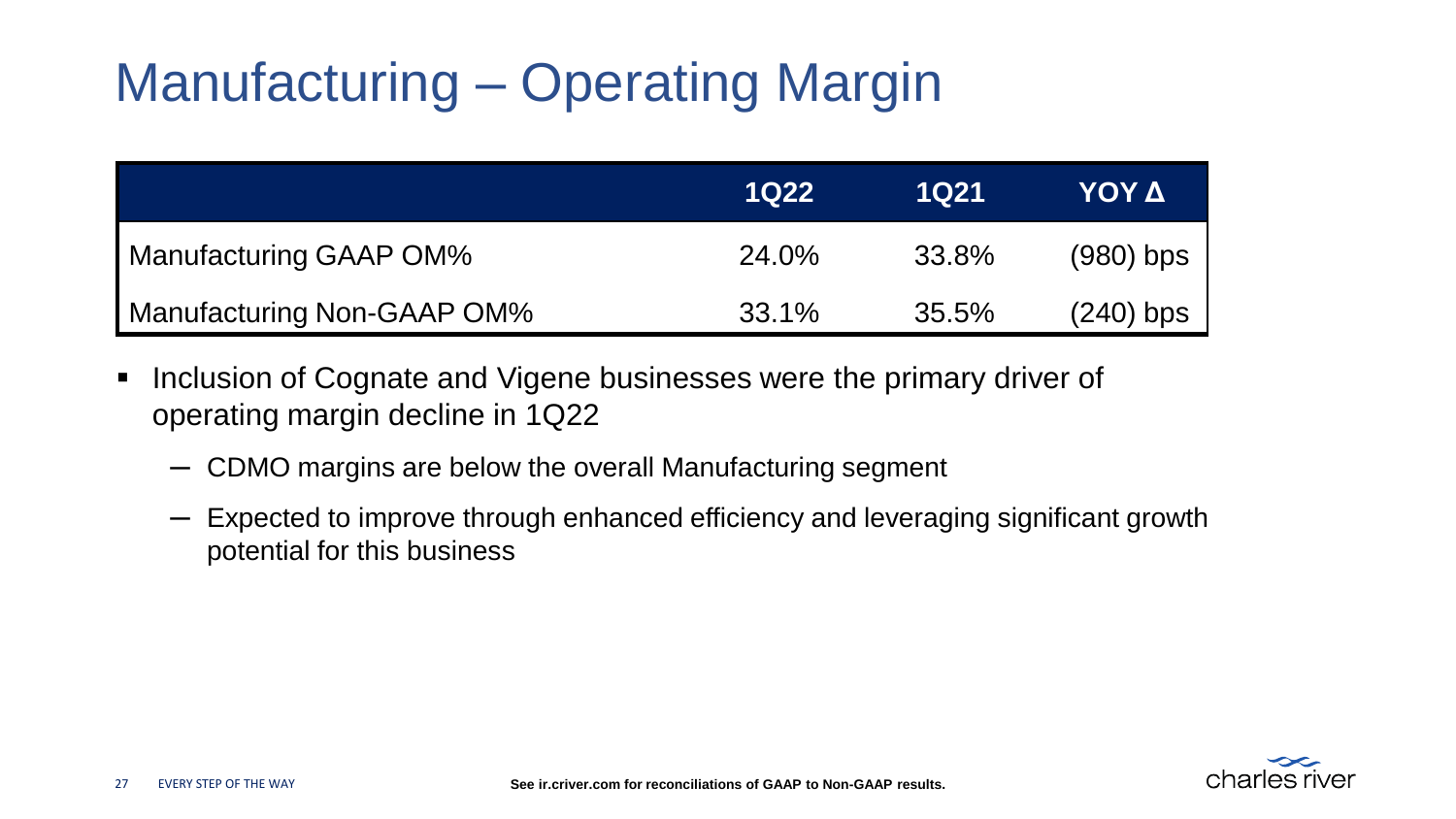# Manufacturing – Operating Margin

| | 1Q22 | 1Q21 | YOY Δ |
|---|---|---|---|
| Manufacturing GAAP OM% | 24.0% | 33.8% | (980) bps |
| Manufacturing Non-GAAP OM% | 33.1% | 35.5% | (240) bps |

- Inclusion of Cognate and Vigene businesses were the primary driver of operating margin decline in 1Q22
  - CDMO margins are below the overall Manufacturing segment
  - Expected to improve through enhanced efficiency and leveraging significant growth potential for this business

**See ir.criver.com for reconciliations of GAAP to Non-GAAP results.**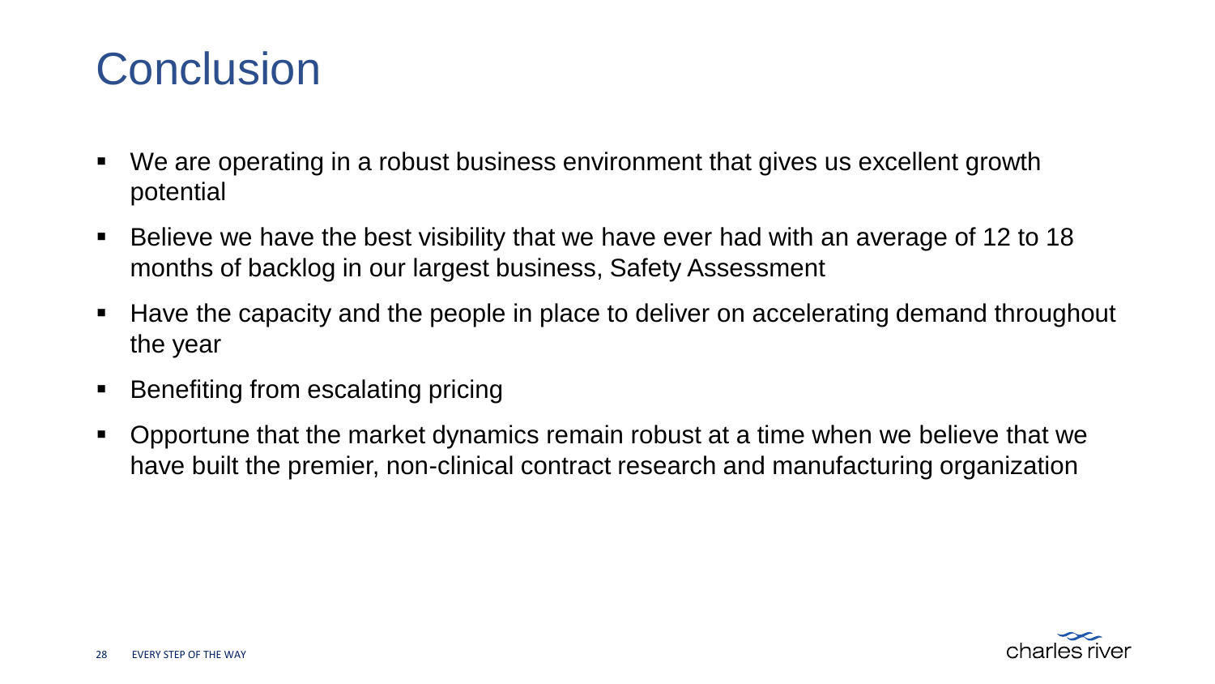# Conclusion

- We are operating in a robust business environment that gives us excellent growth potential
- Believe we have the best visibility that we have ever had with an average of 12 to 18 months of backlog in our largest business, Safety Assessment
- Have the capacity and the people in place to deliver on accelerating demand throughout the year
- Benefiting from escalating pricing
- Opportune that the market dynamics remain robust at a time when we believe that we have built the premier, non-clinical contract research and manufacturing organization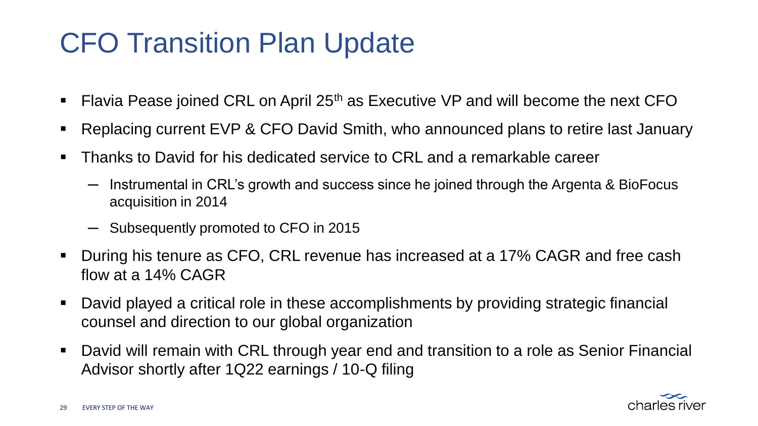# CFO Transition Plan Update

- Flavia Pease joined CRL on April 25th as Executive VP and will become the next CFO
- Replacing current EVP & CFO David Smith, who announced plans to retire last January
- Thanks to David for his dedicated service to CRL and a remarkable career
  - Instrumental in CRL's growth and success since he joined through the Argenta & BioFocus acquisition in 2014
  - Subsequently promoted to CFO in 2015
- During his tenure as CFO, CRL revenue has increased at a 17% CAGR and free cash flow at a 14% CAGR
- David played a critical role in these accomplishments by providing strategic financial counsel and direction to our global organization
- David will remain with CRL through year end and transition to a role as Senior Financial Advisor shortly after 1Q22 earnings / 10-Q filing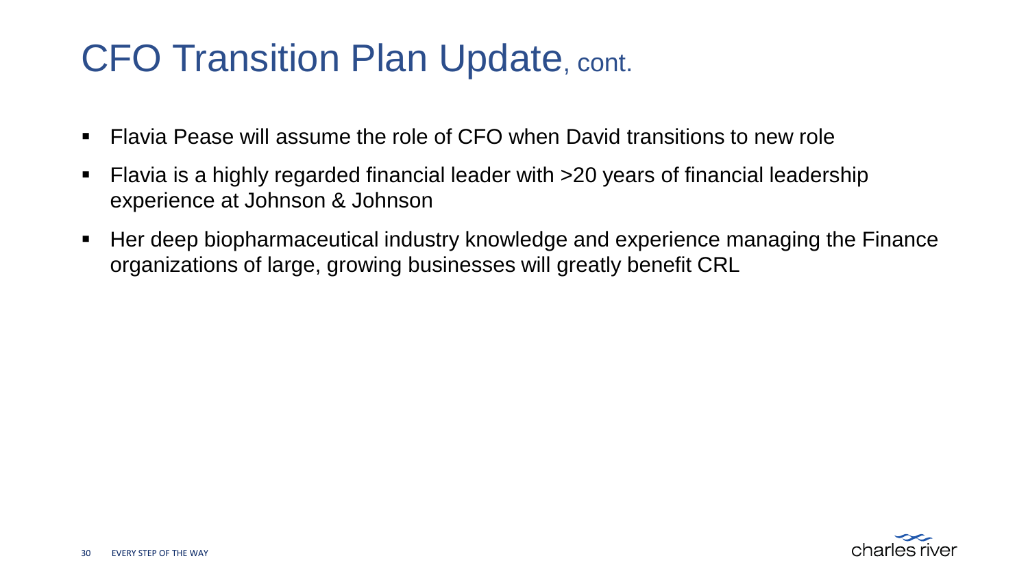# CFO Transition Plan Update, cont.

- Flavia Pease will assume the role of CFO when David transitions to new role
- Flavia is a highly regarded financial leader with >20 years of financial leadership experience at Johnson & Johnson
- Her deep biopharmaceutical industry knowledge and experience managing the Finance organizations of large, growing businesses will greatly benefit CRL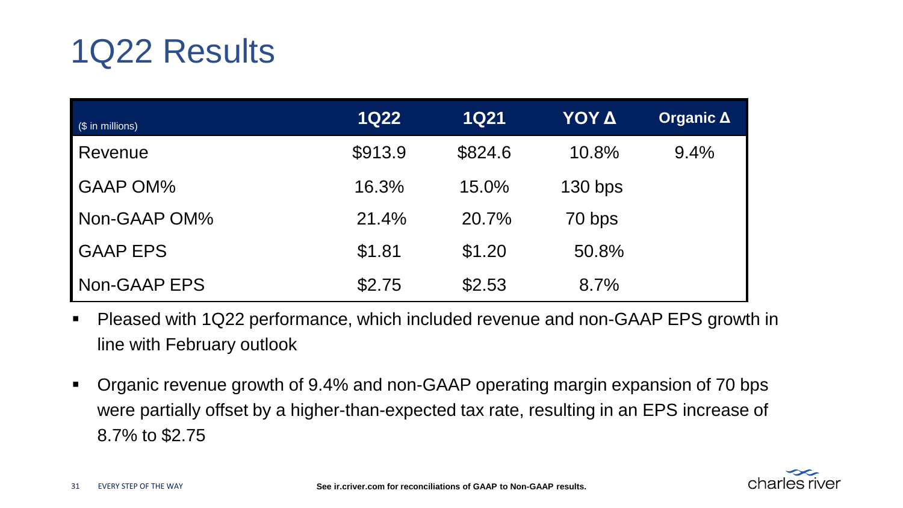# 1Q22 Results

| ($ in millions) | 1Q22 | 1Q21 | YOY Δ | Organic Δ |
|---|---|---|---|---|
| Revenue | $913.9 | $824.6 | 10.8% | 9.4% |
| GAAP OM% | 16.3% | 15.0% | 130 bps | |
| Non-GAAP OM% | 21.4% | 20.7% | 70 bps | |
| GAAP EPS | $1.81 | $1.20 | 50.8% | |
| Non-GAAP EPS | $2.75 | $2.53 | 8.7% | |

- Pleased with 1Q22 performance, which included revenue and non-GAAP EPS growth in line with February outlook
- Organic revenue growth of 9.4% and non-GAAP operating margin expansion of 70 bps were partially offset by a higher-than-expected tax rate, resulting in an EPS increase of 8.7% to $2.75

**See ir.criver.com for reconciliations of GAAP to Non-GAAP results.**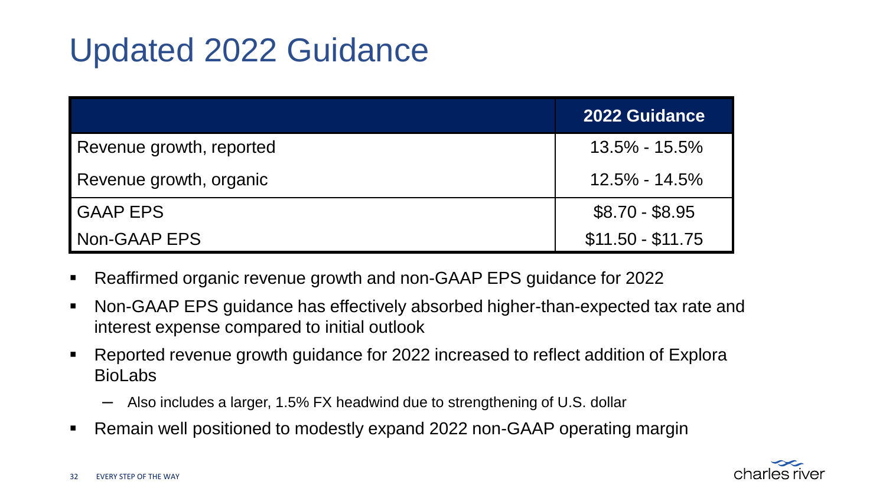# Updated 2022 Guidance

| | 2022 Guidance |
|---|---|
| Revenue growth, reported | 13.5% - 15.5% |
| Revenue growth, organic | 12.5% - 14.5% |
| GAAP EPS | $8.70 - $8.95 |
| Non-GAAP EPS | $11.50 - $11.75 |

- Reaffirmed organic revenue growth and non-GAAP EPS guidance for 2022
- Non-GAAP EPS guidance has effectively absorbed higher-than-expected tax rate and interest expense compared to initial outlook
- Reported revenue growth guidance for 2022 increased to reflect addition of Explora BioLabs
  - Also includes a larger, 1.5% FX headwind due to strengthening of U.S. dollar
- Remain well positioned to modestly expand 2022 non-GAAP operating margin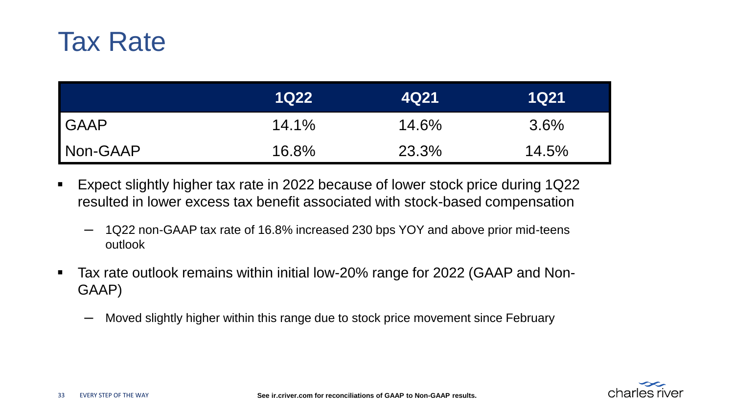# Tax Rate

| | 1Q22 | 4Q21 | 1Q21 |
|---|---|---|---|
| GAAP | 14.1% | 14.6% | 3.6% |
| Non-GAAP | 16.8% | 23.3% | 14.5% |

- Expect slightly higher tax rate in 2022 because of lower stock price during 1Q22 resulted in lower excess tax benefit associated with stock-based compensation
  - 1Q22 non-GAAP tax rate of 16.8% increased 230 bps YOY and above prior mid-teens outlook
- Tax rate outlook remains within initial low-20% range for 2022 (GAAP and Non-GAAP)
  - Moved slightly higher within this range due to stock price movement since February

See ir.criver.com for reconciliations of GAAP to Non-GAAP results.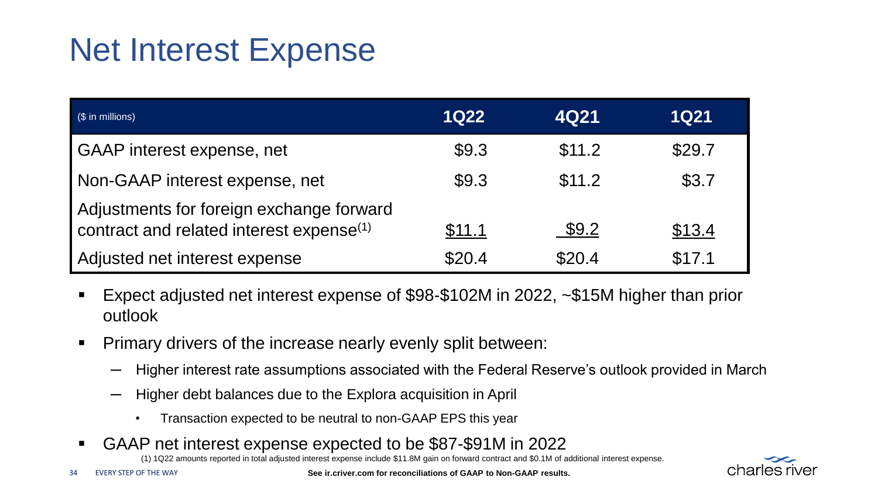# Net Interest Expense

| ($ in millions) | 1Q22 | 4Q21 | 1Q21 |
|---|---|---|---|
| GAAP interest expense, net | $9.3 | $11.2 | $29.7 |
| Non-GAAP interest expense, net | $9.3 | $11.2 | $3.7 |
| Adjustments for foreign exchange forward contract and related interest expense[1] | $11.1 | $9.2 | $13.4 |
| Adjusted net interest expense | $20.4 | $20.4 | $17.1 |

- Expect adjusted net interest expense of $98-$102M in 2022, ~$15M higher than prior outlook
- Primary drivers of the increase nearly evenly split between:
  - Higher interest rate assumptions associated with the Federal Reserve's outlook provided in March
  - Higher debt balances due to the Explora acquisition in April
    - Transaction expected to be neutral to non-GAAP EPS this year
- GAAP net interest expense expected to be $87-$91M in 2022

(1) 1Q22 amounts reported in total adjusted interest expense include $11.8M gain on forward contract and $0.1M of additional interest expense.

**See ir.criver.com for reconciliations of GAAP to Non-GAAP results.**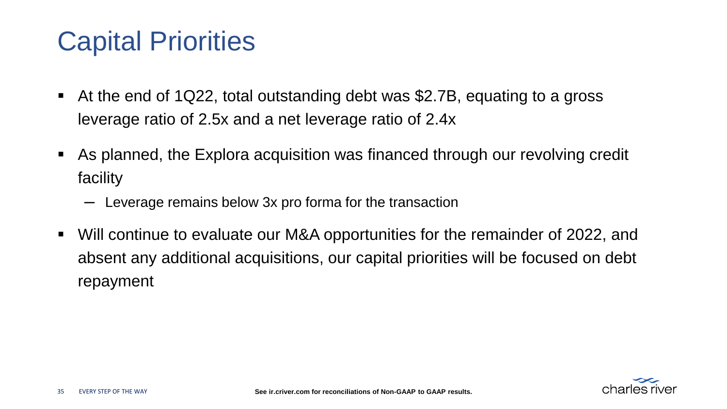# Capital Priorities

- At the end of 1Q22, total outstanding debt was $2.7B, equating to a gross leverage ratio of 2.5x and a net leverage ratio of 2.4x
- As planned, the Explora acquisition was financed through our revolving credit facility
  - Leverage remains below 3x pro forma for the transaction
- Will continue to evaluate our M&A opportunities for the remainder of 2022, and absent any additional acquisitions, our capital priorities will be focused on debt repayment

**See ir.criver.com for reconciliations of Non-GAAP to GAAP results.**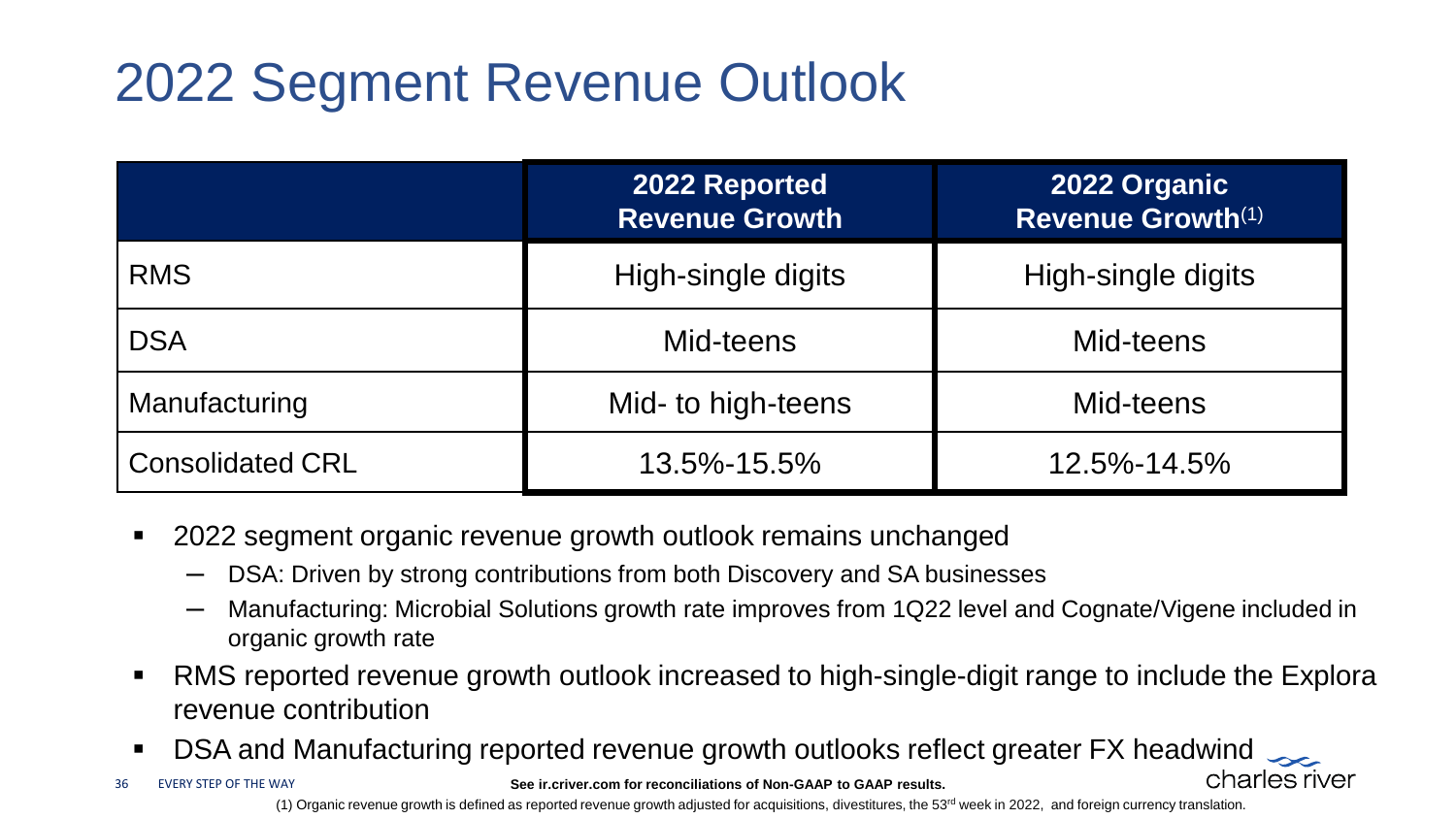# 2022 Segment Revenue Outlook

| | 2022 Reported Revenue Growth | 2022 Organic Revenue Growth[1] |
|---|---|---|
| RMS | High-single digits | High-single digits |
| DSA | Mid-teens | Mid-teens |
| Manufacturing | Mid- to high-teens | Mid-teens |
| Consolidated CRL | 13.5%-15.5% | 12.5%-14.5% |

- 2022 segment organic revenue growth outlook remains unchanged
  - DSA: Driven by strong contributions from both Discovery and SA businesses
  - Manufacturing: Microbial Solutions growth rate improves from 1Q22 level and Cognate/Vigene included in organic growth rate
- RMS reported revenue growth outlook increased to high-single-digit range to include the Explora revenue contribution
- DSA and Manufacturing reported revenue growth outlooks reflect greater FX headwind

See ir.criver.com for reconciliations of Non-GAAP to GAAP results.

(1) Organic revenue growth is defined as reported revenue growth adjusted for acquisitions, divestitures, the 53rd week in 2022, and foreign currency translation.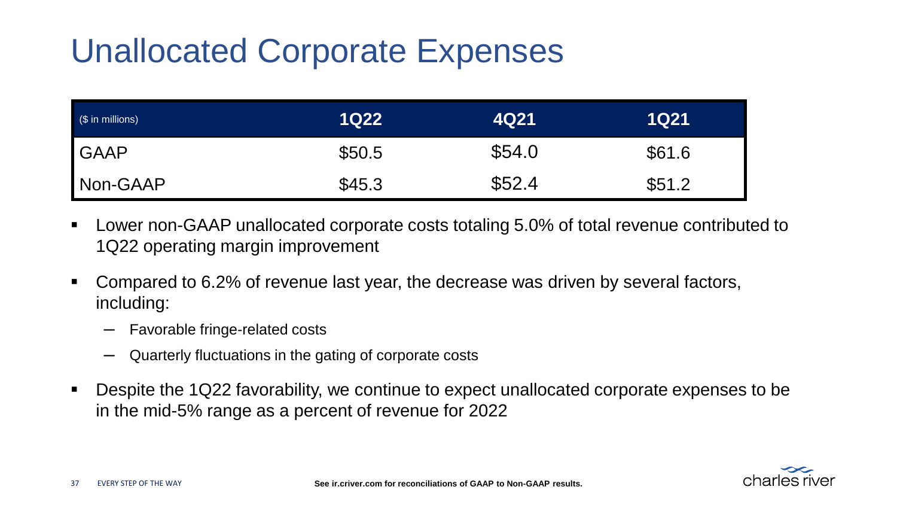# Unallocated Corporate Expenses

| ($ in millions) | 1Q22 | 4Q21 | 1Q21 |
|---|---|---|---|
| GAAP | $50.5 | $54.0 | $61.6 |
| Non-GAAP | $45.3 | $52.4 | $51.2 |

- Lower non-GAAP unallocated corporate costs totaling 5.0% of total revenue contributed to 1Q22 operating margin improvement
- Compared to 6.2% of revenue last year, the decrease was driven by several factors, including:
  - Favorable fringe-related costs
  - Quarterly fluctuations in the gating of corporate costs
- Despite the 1Q22 favorability, we continue to expect unallocated corporate expenses to be in the mid-5% range as a percent of revenue for 2022

**See ir.criver.com for reconciliations of GAAP to Non-GAAP results.**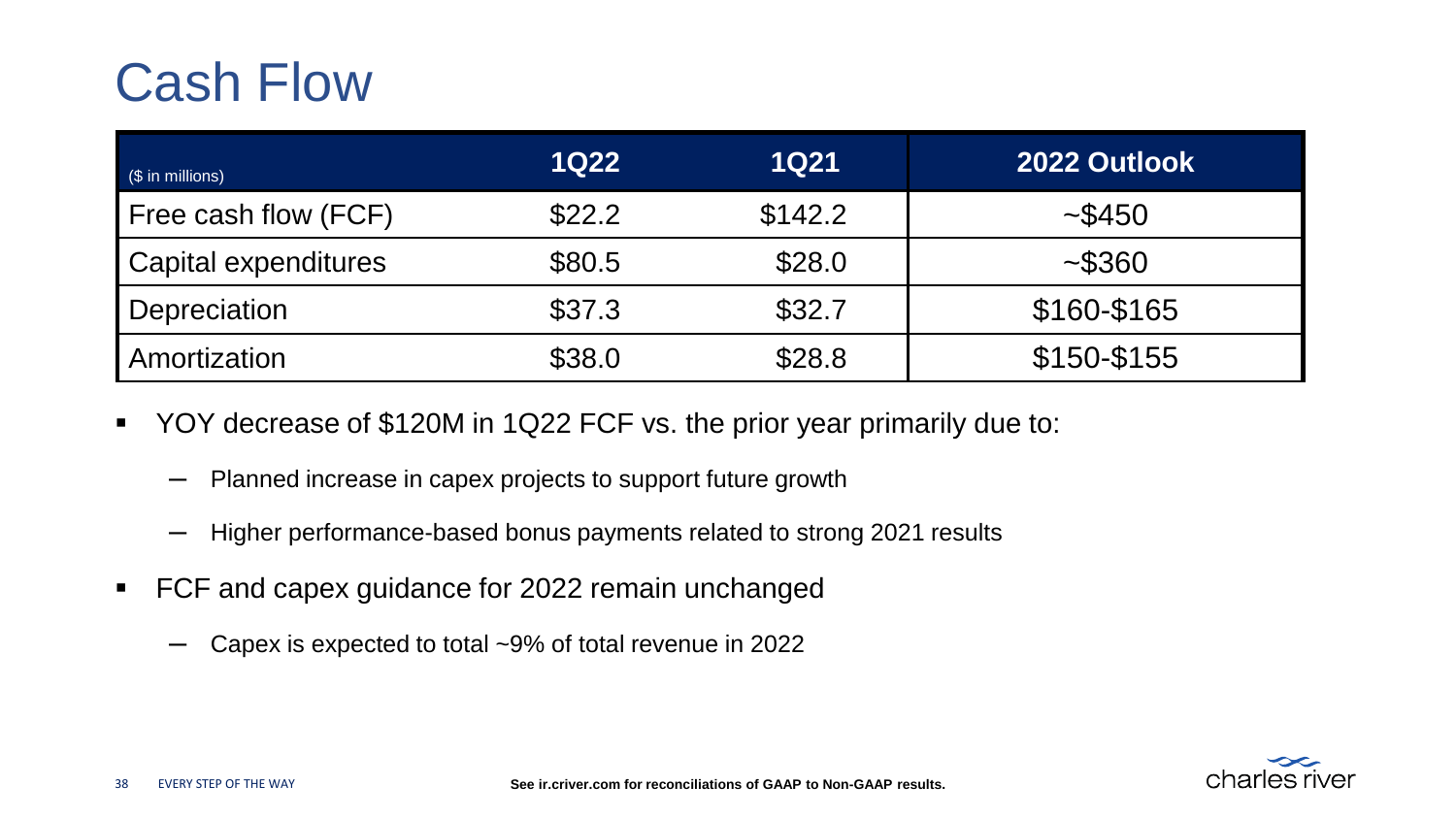# Cash Flow

| ($ in millions) | 1Q22 | 1Q21 | 2022 Outlook |
| --- | --- | --- | --- |
| Free cash flow (FCF) | $22.2 | $142.2 | ~$450 |
| Capital expenditures | $80.5 | $28.0 | ~$360 |
| Depreciation | $37.3 | $32.7 | $160-$165 |
| Amortization | $38.0 | $28.8 | $150-$155 |

- YOY decrease of $120M in 1Q22 FCF vs. the prior year primarily due to:
  - Planned increase in capex projects to support future growth
  - Higher performance-based bonus payments related to strong 2021 results
- FCF and capex guidance for 2022 remain unchanged
  - Capex is expected to total ~9% of total revenue in 2022

**See ir.criver.com for reconciliations of GAAP to Non-GAAP results.**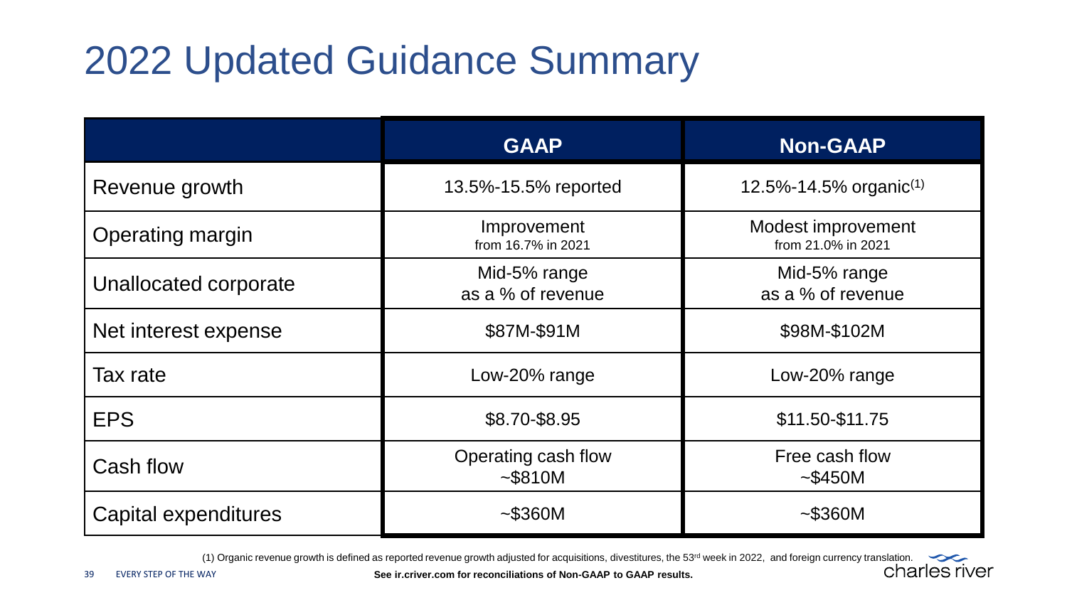# 2022 Updated Guidance Summary

| | GAAP | Non-GAAP |
|---|---|---|
| Revenue growth | 13.5%-15.5% reported | 12.5%-14.5% organic[(1)] |
| Operating margin | Improvement from 16.7% in 2021 | Modest improvement from 21.0% in 2021 |
| Unallocated corporate | Mid-5% range as a % of revenue | Mid-5% range as a % of revenue |
| Net interest expense | $87M-$91M | $98M-$102M |
| Tax rate | Low-20% range | Low-20% range |
| EPS | $8.70-$8.95 | $11.50-$11.75 |
| Cash flow | Operating cash flow ~$810M | Free cash flow ~$450M |
| Capital expenditures | ~$360M | ~$360M |

(1) Organic revenue growth is defined as reported revenue growth adjusted for acquisitions, divestitures, the 53rd week in 2022, and foreign currency translation.

**See ir.criver.com for reconciliations of Non-GAAP to GAAP results.**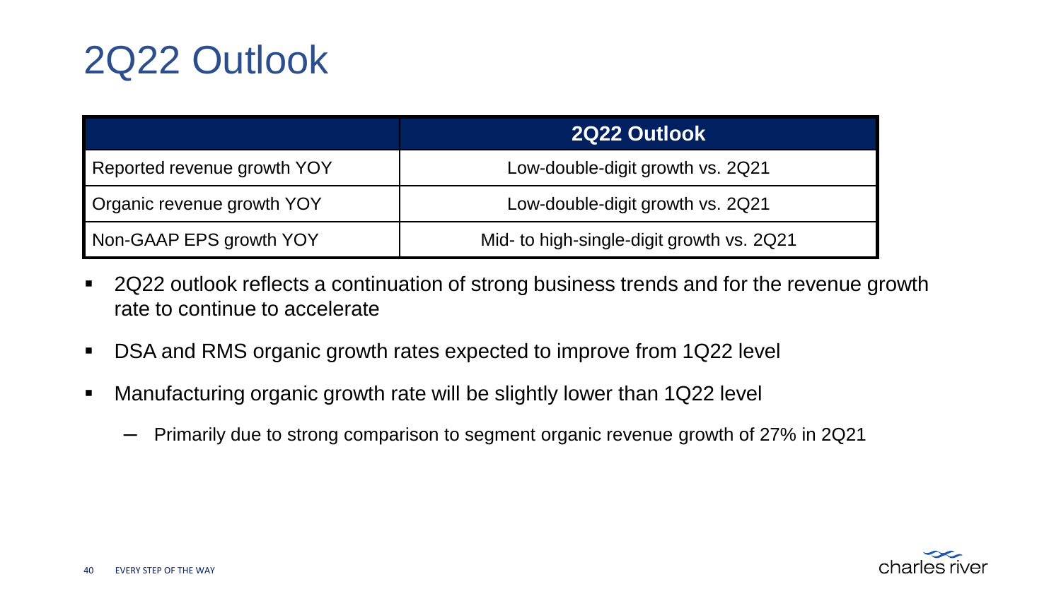# 2Q22 Outlook

| | 2Q22 Outlook |
|---|---|
| Reported revenue growth YOY | Low-double-digit growth vs. 2Q21 |
| Organic revenue growth YOY | Low-double-digit growth vs. 2Q21 |
| Non-GAAP EPS growth YOY | Mid- to high-single-digit growth vs. 2Q21 |

- 2Q22 outlook reflects a continuation of strong business trends and for the revenue growth rate to continue to accelerate
- DSA and RMS organic growth rates expected to improve from 1Q22 level
- Manufacturing organic growth rate will be slightly lower than 1Q22 level
  - Primarily due to strong comparison to segment organic revenue growth of 27% in 2Q21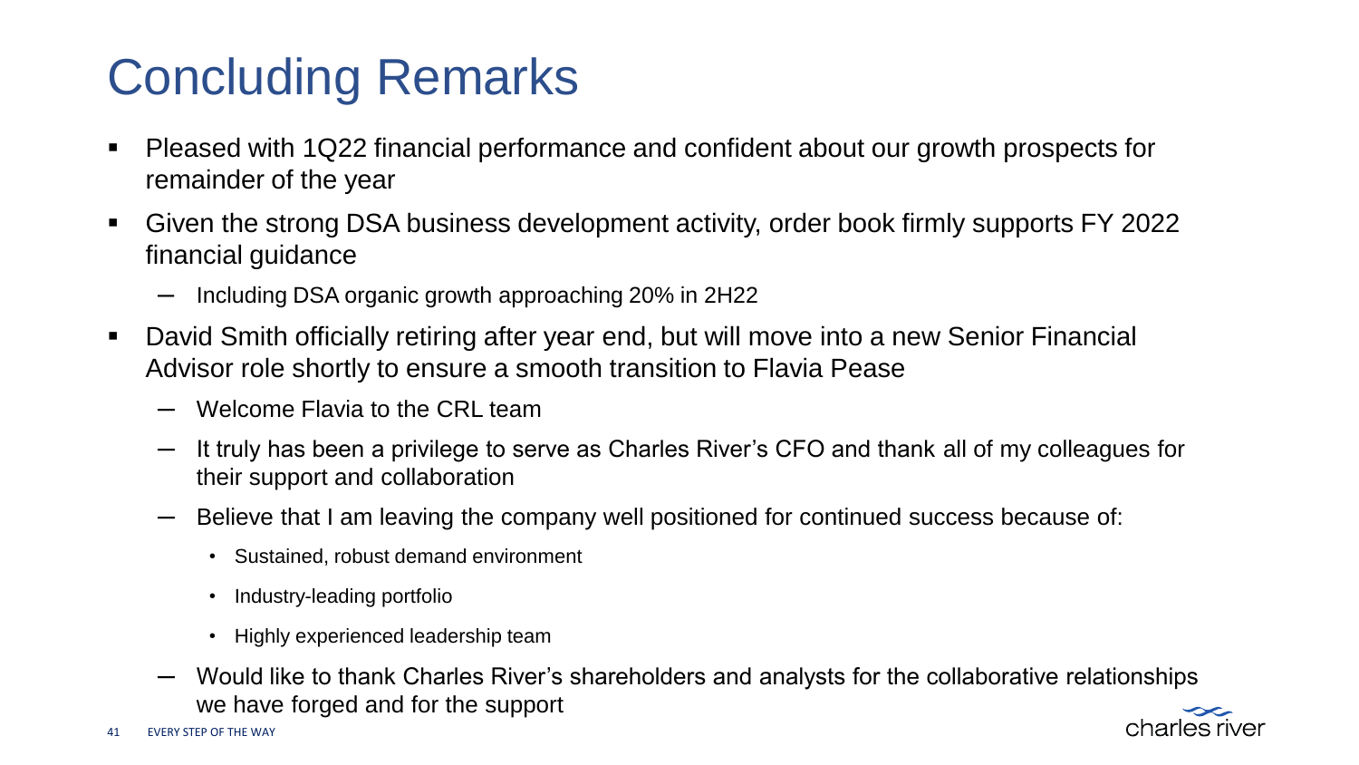# Concluding Remarks

- Pleased with 1Q22 financial performance and confident about our growth prospects for remainder of the year
- Given the strong DSA business development activity, order book firmly supports FY 2022 financial guidance
  - Including DSA organic growth approaching 20% in 2H22
- David Smith officially retiring after year end, but will move into a new Senior Financial Advisor role shortly to ensure a smooth transition to Flavia Pease
  - Welcome Flavia to the CRL team
  - It truly has been a privilege to serve as Charles River's CFO and thank all of my colleagues for their support and collaboration
  - Believe that I am leaving the company well positioned for continued success because of:
    - Sustained, robust demand environment
    - Industry-leading portfolio
    - Highly experienced leadership team
  - Would like to thank Charles River's shareholders and analysts for the collaborative relationships we have forged and for the support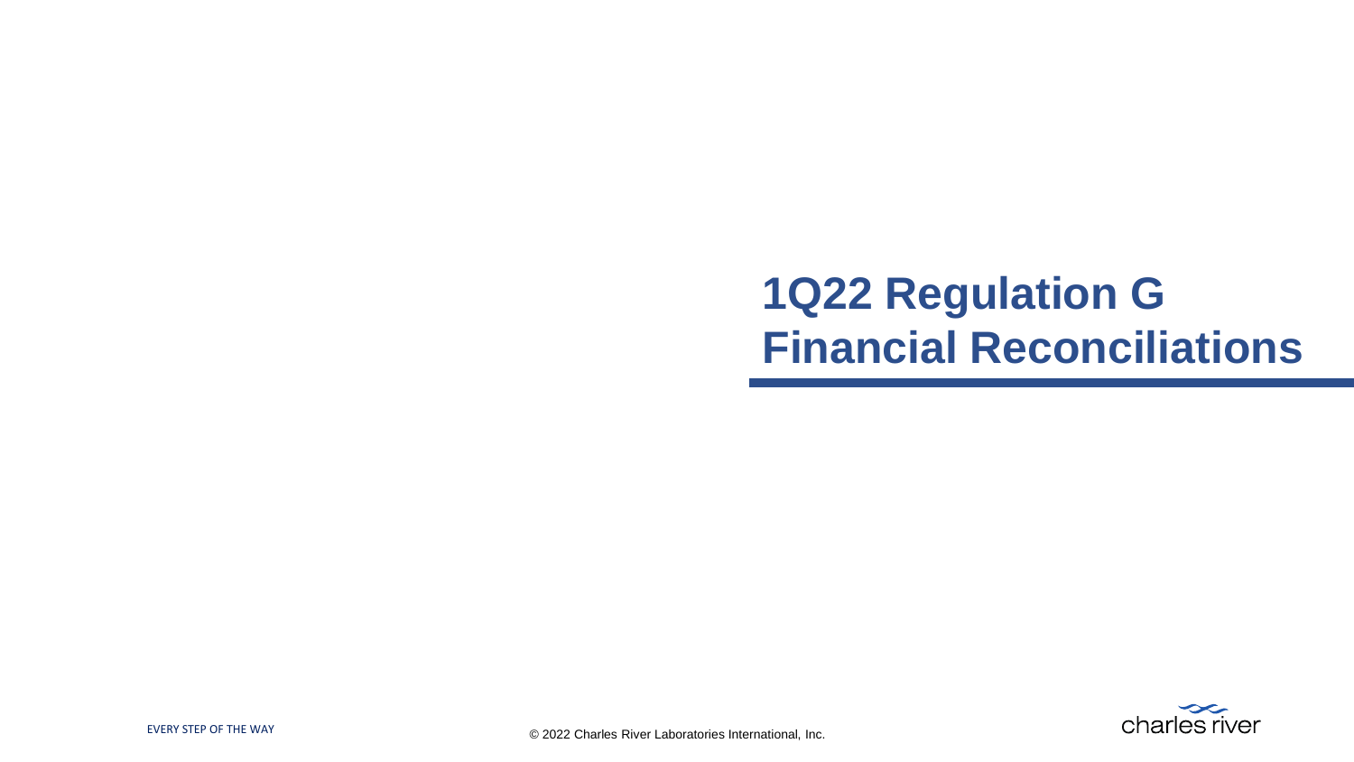# 1Q22 Regulation G Financial Reconciliations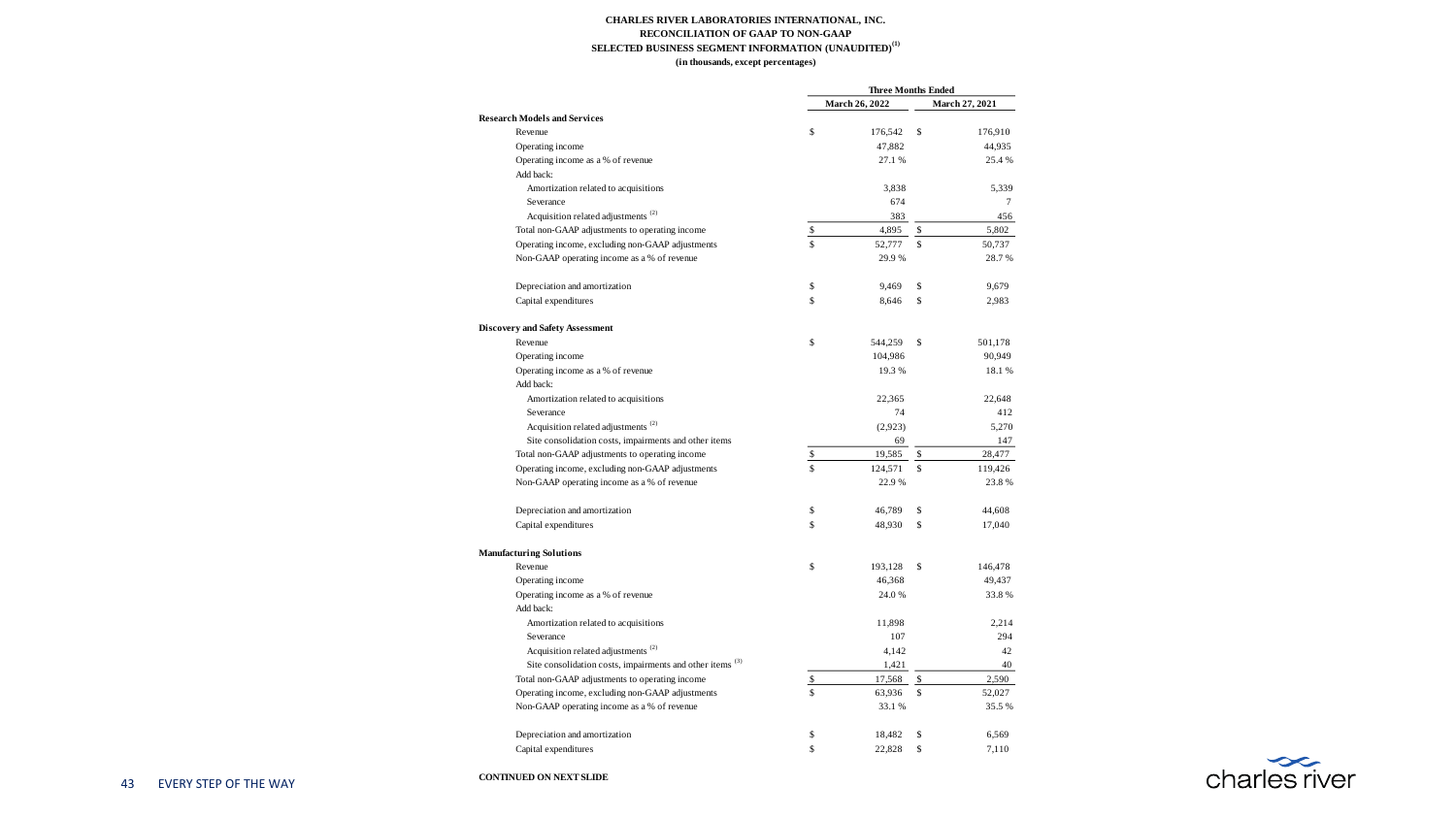**CHARLES RIVER LABORATORIES INTERNATIONAL, INC.**
**RECONCILIATION OF GAAP TO NON-GAAP**
**SELECTED BUSINESS SEGMENT INFORMATION (UNAUDITED)[1]**
**(in thousands, except percentages)**

| | Three Months Ended | |
|---|---|---|
| | March 26, 2022 | March 27, 2021 |
| **Research Models and Services** | | |
| Revenue | $ 176,542 | $ 176,910 |
| Operating income | 47,882 | 44,935 |
| Operating income as a % of revenue | 27.1 % | 25.4 % |
| Add back: | | |
| Amortization related to acquisitions | 3,838 | 5,339 |
| Severance | 674 | 7 |
| Acquisition related adjustments [2] | 383 | 456 |
| Total non-GAAP adjustments to operating income | $ 4,895 | $ 5,802 |
| Operating income, excluding non-GAAP adjustments | $ 52,777 | $ 50,737 |
| Non-GAAP operating income as a % of revenue | 29.9 % | 28.7 % |
| | | |
| Depreciation and amortization | $ 9,469 | $ 9,679 |
| Capital expenditures | $ 8,646 | $ 2,983 |
| | | |
| **Discovery and Safety Assessment** | | |
| Revenue | $ 544,259 | $ 501,178 |
| Operating income | 104,986 | 90,949 |
| Operating income as a % of revenue | 19.3 % | 18.1 % |
| Add back: | | |
| Amortization related to acquisitions | 22,365 | 22,648 |
| Severance | 74 | 412 |
| Acquisition related adjustments [2] | (2,923) | 5,270 |
| Site consolidation costs, impairments and other items | 69 | 147 |
| Total non-GAAP adjustments to operating income | $ 19,585 | $ 28,477 |
| Operating income, excluding non-GAAP adjustments | $ 124,571 | $ 119,426 |
| Non-GAAP operating income as a % of revenue | 22.9 % | 23.8 % |
| | | |
| Depreciation and amortization | $ 46,789 | $ 44,608 |
| Capital expenditures | $ 48,930 | $ 17,040 |
| | | |
| **Manufacturing Solutions** | | |
| Revenue | $ 193,128 | $ 146,478 |
| Operating income | 46,368 | 49,437 |
| Operating income as a % of revenue | 24.0 % | 33.8 % |
| Add back: | | |
| Amortization related to acquisitions | 11,898 | 2,214 |
| Severance | 107 | 294 |
| Acquisition related adjustments [2] | 4,142 | 42 |
| Site consolidation costs, impairments and other items [3] | 1,421 | 40 |
| Total non-GAAP adjustments to operating income | $ 17,568 | $ 2,590 |
| Operating income, excluding non-GAAP adjustments | $ 63,936 | $ 52,027 |
| Non-GAAP operating income as a % of revenue | 33.1 % | 35.5 % |
| | | |
| Depreciation and amortization | $ 18,482 | $ 6,569 |
| Capital expenditures | $ 22,828 | $ 7,110 |

**CONTINUED ON NEXT SLIDE**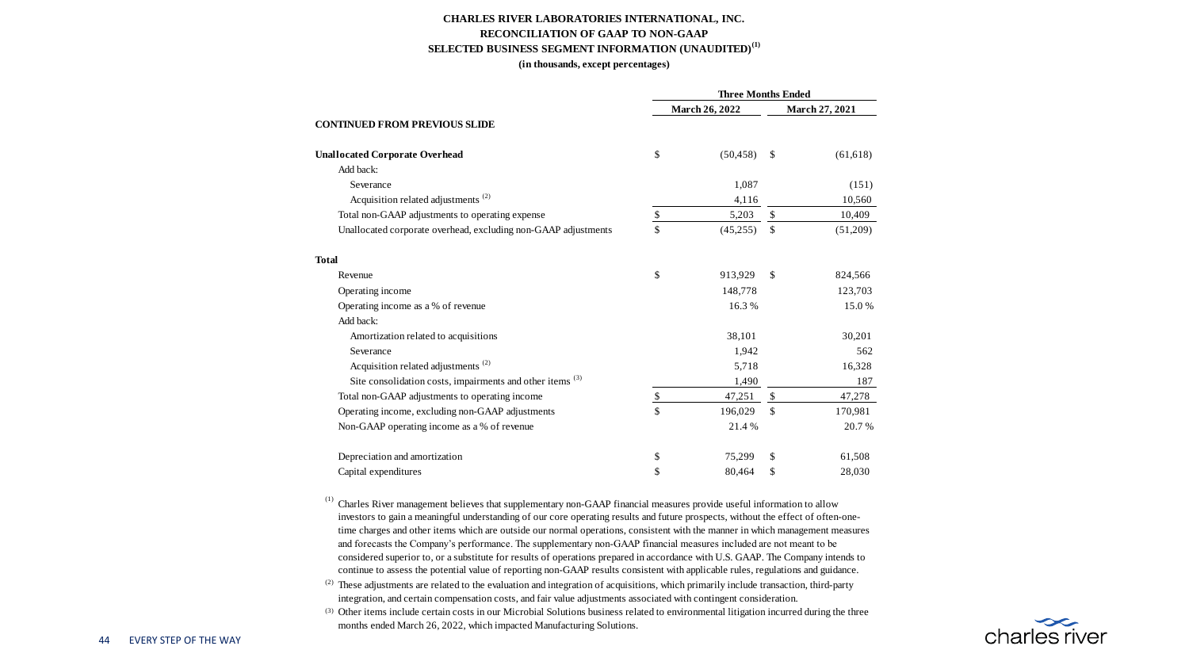**CHARLES RIVER LABORATORIES INTERNATIONAL, INC.**
**RECONCILIATION OF GAAP TO NON-GAAP**
**SELECTED BUSINESS SEGMENT INFORMATION (UNAUDITED)[(1)]**
**(in thousands, except percentages)**

| | Three Months Ended | |
|---|---|---|
| | March 26, 2022 | March 27, 2021 |
| **CONTINUED FROM PREVIOUS SLIDE** | | |
| **Unallocated Corporate Overhead** | $ (50,458) | $ (61,618) |
| Add back: | | |
| Severance | 1,087 | (151) |
| Acquisition related adjustments [(2)] | 4,116 | 10,560 |
| Total non-GAAP adjustments to operating expense | $ 5,203 | $ 10,409 |
| Unallocated corporate overhead, excluding non-GAAP adjustments | $ (45,255) | $ (51,209) |
| **Total** | | |
| Revenue | $ 913,929 | $ 824,566 |
| Operating income | 148,778 | 123,703 |
| Operating income as a % of revenue | 16.3 % | 15.0 % |
| Add back: | | |
| Amortization related to acquisitions | 38,101 | 30,201 |
| Severance | 1,942 | 562 |
| Acquisition related adjustments [(2)] | 5,718 | 16,328 |
| Site consolidation costs, impairments and other items [(3)] | 1,490 | 187 |
| Total non-GAAP adjustments to operating income | $ 47,251 | $ 47,278 |
| Operating income, excluding non-GAAP adjustments | $ 196,029 | $ 170,981 |
| Non-GAAP operating income as a % of revenue | 21.4 % | 20.7 % |
| Depreciation and amortization | $ 75,299 | $ 61,508 |
| Capital expenditures | $ 80,464 | $ 28,030 |

(1) Charles River management believes that supplementary non-GAAP financial measures provide useful information to allow investors to gain a meaningful understanding of our core operating results and future prospects, without the effect of often-one-time charges and other items which are outside our normal operations, consistent with the manner in which management measures and forecasts the Company's performance. The supplementary non-GAAP financial measures included are not meant to be considered superior to, or a substitute for results of operations prepared in accordance with U.S. GAAP. The Company intends to continue to assess the potential value of reporting non-GAAP results consistent with applicable rules, regulations and guidance.

(2) These adjustments are related to the evaluation and integration of acquisitions, which primarily include transaction, third-party integration, and certain compensation costs, and fair value adjustments associated with contingent consideration.

(3) Other items include certain costs in our Microbial Solutions business related to environmental litigation incurred during the three months ended March 26, 2022, which impacted Manufacturing Solutions.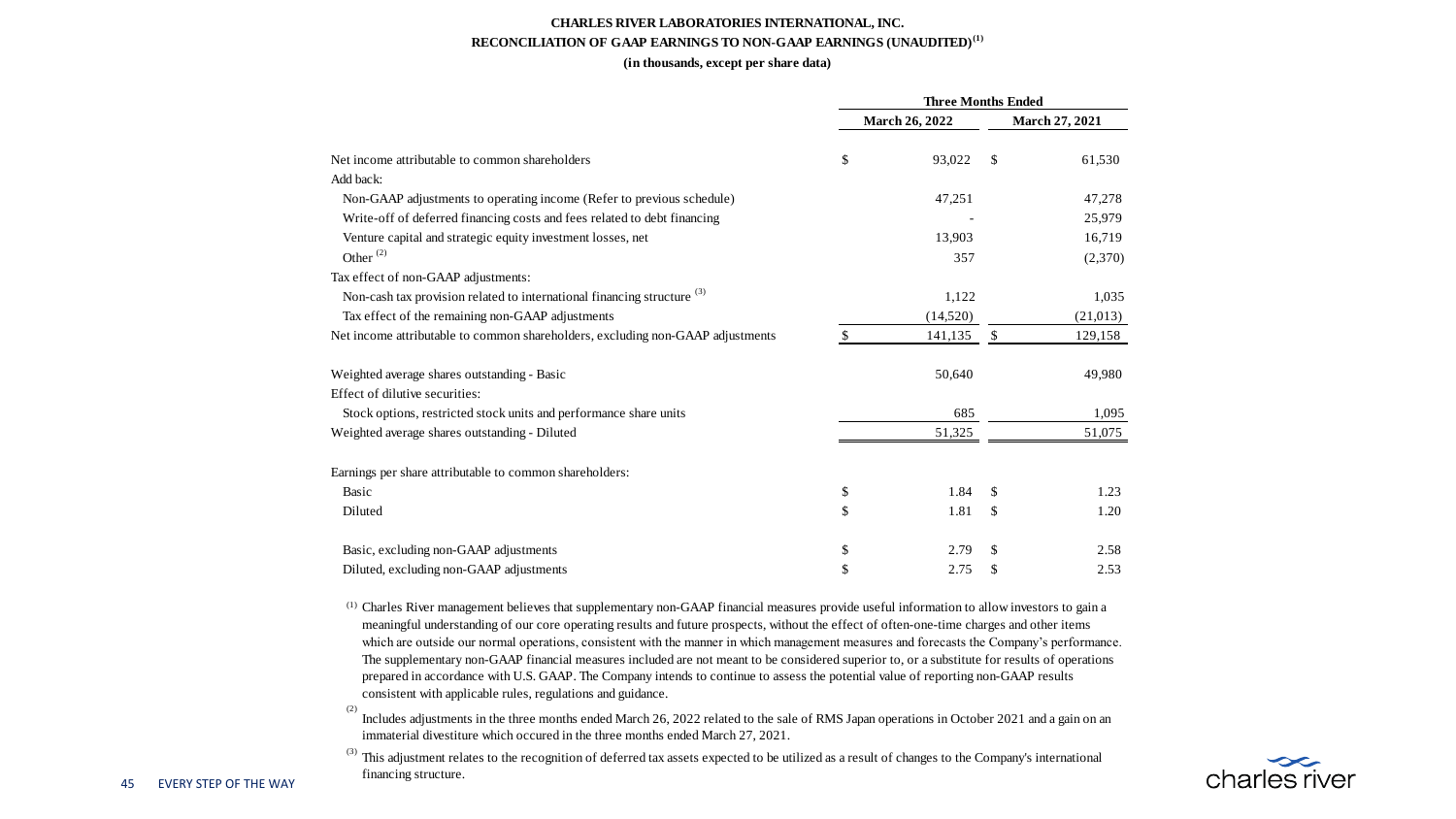**CHARLES RIVER LABORATORIES INTERNATIONAL, INC.**

**RECONCILIATION OF GAAP EARNINGS TO NON-GAAP EARNINGS (UNAUDITED)[(1)]**

**(in thousands, except per share data)**

| | Three Months Ended | |
|---|---|---|
| | March 26, 2022 | March 27, 2021 |
| Net income attributable to common shareholders | $ 93,022 | $ 61,530 |
| Add back: | | |
| Non-GAAP adjustments to operating income (Refer to previous schedule) | 47,251 | 47,278 |
| Write-off of deferred financing costs and fees related to debt financing | - | 25,979 |
| Venture capital and strategic equity investment losses, net | 13,903 | 16,719 |
| Other [(2)] | 357 | (2,370) |
| Tax effect of non-GAAP adjustments: | | |
| Non-cash tax provision related to international financing structure [(3)] | 1,122 | 1,035 |
| Tax effect of the remaining non-GAAP adjustments | (14,520) | (21,013) |
| Net income attributable to common shareholders, excluding non-GAAP adjustments | $ 141,135 | $ 129,158 |
| | | |
| Weighted average shares outstanding - Basic | 50,640 | 49,980 |
| Effect of dilutive securities: | | |
| Stock options, restricted stock units and performance share units | 685 | 1,095 |
| Weighted average shares outstanding - Diluted | 51,325 | 51,075 |
| | | |
| Earnings per share attributable to common shareholders: | | |
| Basic | $ 1.84 | $ 1.23 |
| Diluted | $ 1.81 | $ 1.20 |
| | | |
| Basic, excluding non-GAAP adjustments | $ 2.79 | $ 2.58 |
| Diluted, excluding non-GAAP adjustments | $ 2.75 | $ 2.53 |

[(1)] Charles River management believes that supplementary non-GAAP financial measures provide useful information to allow investors to gain a meaningful understanding of our core operating results and future prospects, without the effect of often-one-time charges and other items which are outside our normal operations, consistent with the manner in which management measures and forecasts the Company's performance. The supplementary non-GAAP financial measures included are not meant to be considered superior to, or a substitute for results of operations prepared in accordance with U.S. GAAP. The Company intends to continue to assess the potential value of reporting non-GAAP results consistent with applicable rules, regulations and guidance.

[(2)] Includes adjustments in the three months ended March 26, 2022 related to the sale of RMS Japan operations in October 2021 and a gain on an immaterial divestiture which occured in the three months ended March 27, 2021.

[(3)] This adjustment relates to the recognition of deferred tax assets expected to be utilized as a result of changes to the Company's international financing structure.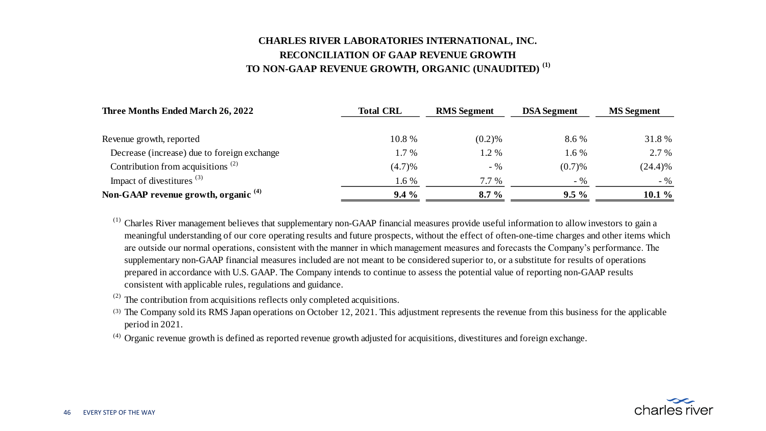# CHARLES RIVER LABORATORIES INTERNATIONAL, INC.
## RECONCILIATION OF GAAP REVENUE GROWTH TO NON-GAAP REVENUE GROWTH, ORGANIC (UNAUDITED) [(1)]

| Three Months Ended March 26, 2022 | Total CRL | RMS Segment | DSA Segment | MS Segment |
|---|---|---|---|---|
| Revenue growth, reported | 10.8 % | (0.2)% | 8.6 % | 31.8 % |
| Decrease (increase) due to foreign exchange | 1.7 % | 1.2 % | 1.6 % | 2.7 % |
| Contribution from acquisitions [(2)] | (4.7)% | - % | (0.7)% | (24.4)% |
| Impact of divestitures [(3)] | 1.6 % | 7.7 % | - % | - % |
| **Non-GAAP revenue growth, organic [(4)]** | **9.4 %** | **8.7 %** | **9.5 %** | **10.1 %** |

(1) Charles River management believes that supplementary non-GAAP financial measures provide useful information to allow investors to gain a meaningful understanding of our core operating results and future prospects, without the effect of often-one-time charges and other items which are outside our normal operations, consistent with the manner in which management measures and forecasts the Company's performance. The supplementary non-GAAP financial measures included are not meant to be considered superior to, or a substitute for results of operations prepared in accordance with U.S. GAAP. The Company intends to continue to assess the potential value of reporting non-GAAP results consistent with applicable rules, regulations and guidance.

(2) The contribution from acquisitions reflects only completed acquisitions.

(3) The Company sold its RMS Japan operations on October 12, 2021. This adjustment represents the revenue from this business for the applicable period in 2021.

(4) Organic revenue growth is defined as reported revenue growth adjusted for acquisitions, divestitures and foreign exchange.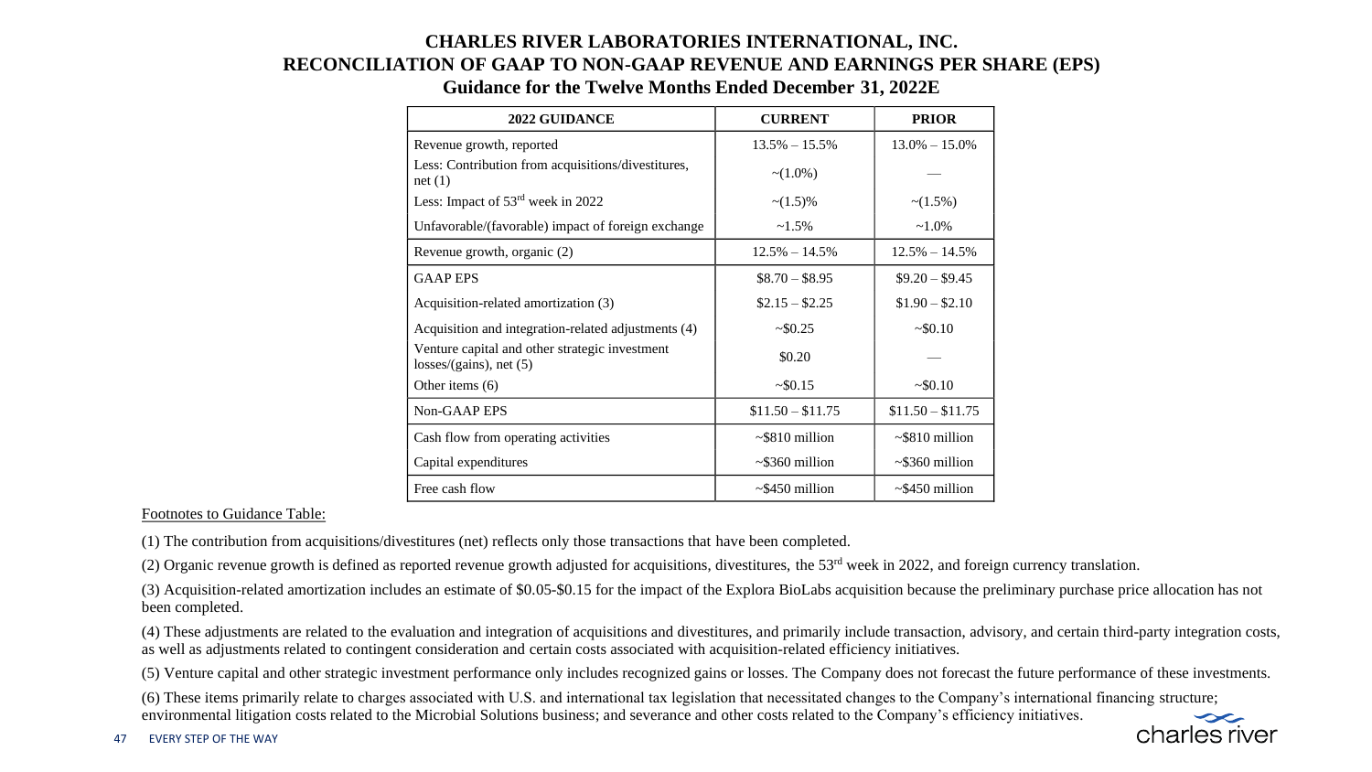# CHARLES RIVER LABORATORIES INTERNATIONAL, INC.
## RECONCILIATION OF GAAP TO NON-GAAP REVENUE AND EARNINGS PER SHARE (EPS)
### Guidance for the Twelve Months Ended December 31, 2022E

| 2022 GUIDANCE | CURRENT | PRIOR |
|---|---|---|
| Revenue growth, reported | 13.5% – 15.5% | 13.0% – 15.0% |
| Less: Contribution from acquisitions/divestitures, net (1) | ~(1.0%) | — |
| Less: Impact of 53rd week in 2022 | ~(1.5)% | ~(1.5%) |
| Unfavorable/(favorable) impact of foreign exchange | ~1.5% | ~1.0% |
| Revenue growth, organic (2) | 12.5% – 14.5% | 12.5% – 14.5% |
| GAAP EPS | $8.70 – $8.95 | $9.20 – $9.45 |
| Acquisition-related amortization (3) | $2.15 – $2.25 | $1.90 – $2.10 |
| Acquisition and integration-related adjustments (4) | ~$0.25 | ~$0.10 |
| Venture capital and other strategic investment losses/(gains), net (5) | $0.20 | — |
| Other items (6) | ~$0.15 | ~$0.10 |
| Non-GAAP EPS | $11.50 – $11.75 | $11.50 – $11.75 |
| Cash flow from operating activities | ~$810 million | ~$810 million |
| Capital expenditures | ~$360 million | ~$360 million |
| Free cash flow | ~$450 million | ~$450 million |

Footnotes to Guidance Table:

(1) The contribution from acquisitions/divestitures (net) reflects only those transactions that have been completed.

(2) Organic revenue growth is defined as reported revenue growth adjusted for acquisitions, divestitures, the 53rd week in 2022, and foreign currency translation.

(3) Acquisition-related amortization includes an estimate of $0.05-$0.15 for the impact of the Explora BioLabs acquisition because the preliminary purchase price allocation has not been completed.

(4) These adjustments are related to the evaluation and integration of acquisitions and divestitures, and primarily include transaction, advisory, and certain third-party integration costs, as well as adjustments related to contingent consideration and certain costs associated with acquisition-related efficiency initiatives.

(5) Venture capital and other strategic investment performance only includes recognized gains or losses. The Company does not forecast the future performance of these investments.

(6) These items primarily relate to charges associated with U.S. and international tax legislation that necessitated changes to the Company's international financing structure; environmental litigation costs related to the Microbial Solutions business; and severance and other costs related to the Company's efficiency initiatives.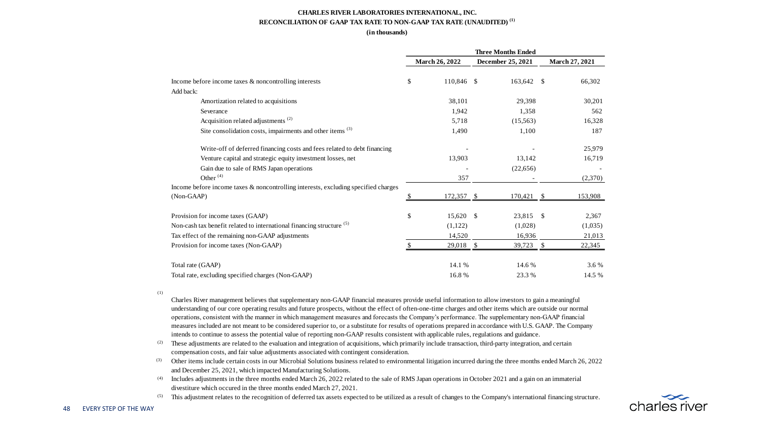**CHARLES RIVER LABORATORIES INTERNATIONAL, INC.**
**RECONCILIATION OF GAAP TAX RATE TO NON-GAAP TAX RATE (UNAUDITED)** [(1)]
**(in thousands)**

| | Three Months Ended | | |
|---|---|---|---|
| | March 26, 2022 | December 25, 2021 | March 27, 2021 |
| Income before income taxes & noncontrolling interests | $ 110,846 | $ 163,642 | $ 66,302 |
| Add back: | | | |
| Amortization related to acquisitions | 38,101 | 29,398 | 30,201 |
| Severance | 1,942 | 1,358 | 562 |
| Acquisition related adjustments [(2)] | 5,718 | (15,563) | 16,328 |
| Site consolidation costs, impairments and other items [(3)] | 1,490 | 1,100 | 187 |
| Write-off of deferred financing costs and fees related to debt financing | - | - | 25,979 |
| Venture capital and strategic equity investment losses, net | 13,903 | 13,142 | 16,719 |
| Gain due to sale of RMS Japan operations | - | (22,656) | - |
| Other [(4)] | 357 | - | (2,370) |
| Income before income taxes & noncontrolling interests, excluding specified charges (Non-GAAP) | $ 172,357 | $ 170,421 | $ 153,908 |
| Provision for income taxes (GAAP) | $ 15,620 | $ 23,815 | $ 2,367 |
| Non-cash tax benefit related to international financing structure [(5)] | (1,122) | (1,028) | (1,035) |
| Tax effect of the remaining non-GAAP adjustments | 14,520 | 16,936 | 21,013 |
| Provision for income taxes (Non-GAAP) | $ 29,018 | $ 39,723 | $ 22,345 |
| Total rate (GAAP) | 14.1 % | 14.6 % | 3.6 % |
| Total rate, excluding specified charges (Non-GAAP) | 16.8 % | 23.3 % | 14.5 % |

(1) Charles River management believes that supplementary non-GAAP financial measures provide useful information to allow investors to gain a meaningful understanding of our core operating results and future prospects, without the effect of often-one-time charges and other items which are outside our normal operations, consistent with the manner in which management measures and forecasts the Company's performance. The supplementary non-GAAP financial measures included are not meant to be considered superior to, or a substitute for results of operations prepared in accordance with U.S. GAAP. The Company intends to continue to assess the potential value of reporting non-GAAP results consistent with applicable rules, regulations and guidance.

(2) These adjustments are related to the evaluation and integration of acquisitions, which primarily include transaction, third-party integration, and certain compensation costs, and fair value adjustments associated with contingent consideration.

(3) Other items include certain costs in our Microbial Solutions business related to environmental litigation incurred during the three months ended March 26, 2022 and December 25, 2021, which impacted Manufacturing Solutions.

(4) Includes adjustments in the three months ended March 26, 2022 related to the sale of RMS Japan operations in October 2021 and a gain on an immaterial divestiture which occured in the three months ended March 27, 2021.

(5) This adjustment relates to the recognition of deferred tax assets expected to be utilized as a result of changes to the Company's international financing structure.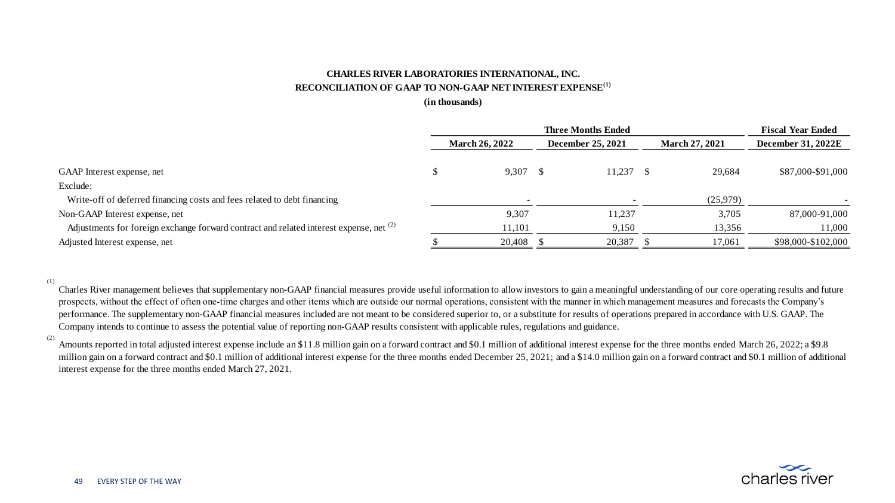**CHARLES RIVER LABORATORIES INTERNATIONAL, INC.**

**RECONCILIATION OF GAAP TO NON-GAAP NET INTEREST EXPENSE[(1)]**

**(in thousands)**

| | Three Months Ended | | | Fiscal Year Ended |
|---|---|---|---|---|
| | March 26, 2022 | December 25, 2021 | March 27, 2021 | December 31, 2022E |
| GAAP Interest expense, net | $ 9,307 | $ 11,237 | $ 29,684 | $87,000-$91,000 |
| Exclude: | | | | |
| Write-off of deferred financing costs and fees related to debt financing | - | - | (25,979) | - |
| Non-GAAP Interest expense, net | 9,307 | 11,237 | 3,705 | 87,000-91,000 |
| Adjustments for foreign exchange forward contract and related interest expense, net [(2)] | 11,101 | 9,150 | 13,356 | 11,000 |
| Adjusted Interest expense, net | $ 20,408 | $ 20,387 | $ 17,061 | $98,000-$102,000 |

(1) Charles River management believes that supplementary non-GAAP financial measures provide useful information to allow investors to gain a meaningful understanding of our core operating results and future prospects, without the effect of often one-time charges and other items which are outside our normal operations, consistent with the manner in which management measures and forecasts the Company's performance. The supplementary non-GAAP financial measures included are not meant to be considered superior to, or a substitute for results of operations prepared in accordance with U.S. GAAP. The Company intends to continue to assess the potential value of reporting non-GAAP results consistent with applicable rules, regulations and guidance.

(2) Amounts reported in total adjusted interest expense include an $11.8 million gain on a forward contract and $0.1 million of additional interest expense for the three months ended March 26, 2022; a $9.8 million gain on a forward contract and $0.1 million of additional interest expense for the three months ended December 25, 2021; and a $14.0 million gain on a forward contract and $0.1 million of additional interest expense for the three months ended March 27, 2021.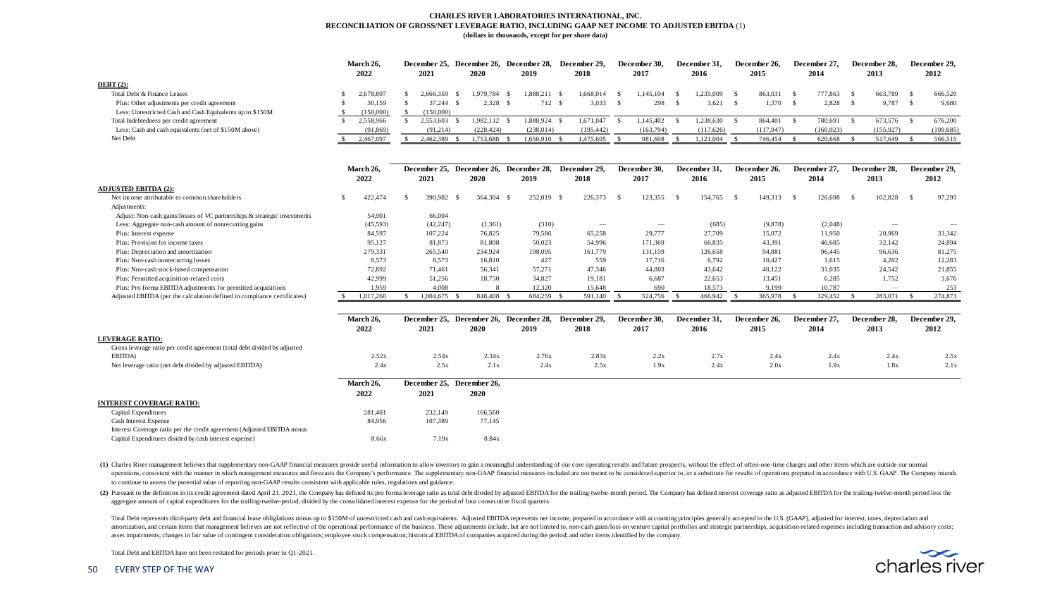**CHARLES RIVER LABORATORIES INTERNATIONAL, INC.**
**RECONCILIATION OF GROSS/NET LEVERAGE RATIO, INCLUDING GAAP NET INCOME TO ADJUSTED EBITDA (1)**
**(dollars in thousands, except for per share data)**

| | March 26, 2022 | December 25, 2021 | December 26, 2020 | December 28, 2019 | December 29, 2018 | December 30, 2017 | December 31, 2016 | December 26, 2015 | December 27, 2014 | December 28, 2013 | December 29, 2012 |
|---|---|---|---|---|---|---|---|---|---|---|---|
| **DEBT (2):** | | | | | | | | | | | |
| Total Debt & Finance Leases | $ 2,678,807 | $ 2,666,359 | $ 1,979,784 | $ 1,888,211 | $ 1,668,014 | $ 1,145,104 | $ 1,235,009 | $ 863,031 | $ 777,863 | $ 663,789 | $ 666,520 |
| Plus: Other adjustments per credit agreement | $ 30,159 | $ 37,244 | $ 2,328 | $ 712 | $ 3,033 | $ 298 | $ 3,621 | $ 1,370 | $ 2,828 | $ 9,787 | $ 9,680 |
| Less: Unrestricted Cash and Cash Equivalents up to $150M | $ (150,000) | $ (150,000) | | | | | | | | | |
| Total Indebtedness per credit agreement | $ 2,558,966 | $ 2,553,603 | $ 1,982,112 | $ 1,888,924 | $ 1,671,047 | $ 1,145,402 | $ 1,238,630 | $ 864,401 | $ 780,691 | $ 673,576 | $ 676,200 |
| Less: Cash and cash equivalents (net of $150M above) | (91,869) | (91,214) | (228,424) | (238,014) | (195,442) | (163,794) | (117,626) | (117,947) | (160,023) | (155,927) | (109,685) |
| Net Debt | $ 2,467,097 | $ 2,462,389 | $ 1,753,688 | $ 1,650,910 | $ 1,475,605 | $ 981,608 | $ 1,121,004 | $ 746,454 | $ 620,668 | $ 517,649 | $ 566,515 |

| | March 26, 2022 | December 25, 2021 | December 26, 2020 | December 28, 2019 | December 29, 2018 | December 30, 2017 | December 31, 2016 | December 26, 2015 | December 27, 2014 | December 28, 2013 | December 29, 2012 |
|---|---|---|---|---|---|---|---|---|---|---|---|
| **ADJUSTED EBITDA (2):** | | | | | | | | | | | |
| Net income attributable to common shareholders | $ 422,474 | $ 390,982 | $ 364,304 | $ 252,019 | $ 226,373 | $ 123,355 | $ 154,765 | $ 149,313 | $ 126,698 | $ 102,828 | $ 97,295 |
| Adjustments: | | | | | | | | | | | |
| Adjust: Non-cash gains/losses of VC partnerships & strategic investments | 54,901 | 66,004 | | | | | | | | | |
| Less: Aggregate non-cash amount of nonrecurring gains | (45,593) | (42,247) | (1,361) | (310) | — | — | (685) | (9,878) | (2,048) | — | — |
| Plus: Interest expense | 84,597 | 107,224 | 76,825 | 79,586 | 65,258 | 29,777 | 27,709 | 15,072 | 11,950 | 20,969 | 33,342 |
| Plus: Provision for income taxes | 95,127 | 81,873 | 81,808 | 50,023 | 54,996 | 171,369 | 66,835 | 43,391 | 46,685 | 32,142 | 24,894 |
| Plus: Depreciation and amortization | 279,331 | 265,540 | 234,924 | 198,095 | 161,779 | 131,159 | 126,658 | 94,881 | 96,445 | 96,636 | 81,275 |
| Plus: Non-cash nonrecurring losses | 8,573 | 8,573 | 16,810 | 427 | 559 | 17,716 | 6,792 | 10,427 | 1,615 | 4,202 | 12,283 |
| Plus: Non-cash stock-based compensation | 72,892 | 71,461 | 56,341 | 57,271 | 47,346 | 44,003 | 43,642 | 40,122 | 31,035 | 24,542 | 21,855 |
| Plus: Permitted acquisition-related costs | 42,999 | 51,256 | 18,750 | 34,827 | 19,181 | 6,687 | 22,653 | 13,451 | 6,285 | 1,752 | 3,676 |
| Plus: Pro forma EBITDA adjustments for permitted acquisitions | 1,959 | 4,008 | 8 | 12,320 | 15,648 | 690 | 18,573 | 9,199 | 10,787 | — | 253 |
| Adjusted EBITDA (per the calculation defined in compliance certificates) | $ 1,017,260 | $ 1,004,675 | $ 848,408 | $ 684,259 | $ 591,140 | $ 524,756 | $ 466,942 | $ 365,978 | $ 329,452 | $ 283,071 | $ 274,873 |

| | March 26, 2022 | December 25, 2021 | December 26, 2020 | December 28, 2019 | December 29, 2018 | December 30, 2017 | December 31, 2016 | December 26, 2015 | December 27, 2014 | December 28, 2013 | December 29, 2012 |
|---|---|---|---|---|---|---|---|---|---|---|---|
| **LEVERAGE RATIO:** | | | | | | | | | | | |
| Gross leverage ratio per credit agreement (total debt divided by adjusted EBITDA) | 2.52x | 2.54x | 2.34x | 2.76x | 2.83x | 2.2x | 2.7x | 2.4x | 2.4x | 2.4x | 2.5x |
| Net leverage ratio (net debt divided by adjusted EBITDA) | 2.4x | 2.5x | 2.1x | 2.4x | 2.5x | 1.9x | 2.4x | 2.0x | 1.9x | 1.8x | 2.1x |

| | March 26, 2022 | December 25, 2021 | December 26, 2020 |
|---|---|---|---|
| **INTEREST COVERAGE RATIO:** | | | |
| Capital Expenditures | 281,401 | 232,149 | 166,560 |
| Cash Interest Expense | 84,956 | 107,389 | 77,145 |
| Interest Coverage ratio per the credit agreement (Adjusted EBITDA minus Capital Expenditures divided by cash interest expense) | 8.66x | 7.19x | 8.84x |

(1) Charles River management believes that supplementary non-GAAP financial measures provide useful information to allow investors to gain a meaningful understanding of our core operating results and future prospects, without the effect of often-one-time charges and other items which are outside our normal operations, consistent with the manner in which management measures and forecasts the Company's performance. The supplementary non-GAAP financial measures included are not meant to be considered superior to, or a substitute for results of operations prepared in accordance with U.S. GAAP. The Company intends to continue to assess the potential value of reporting non-GAAP results consistent with applicable rules, regulations and guidance.

(2) Pursuant to the definition in its credit agreement dated April 21. 2021, the Company has defined its pro forma leverage ratio as total debt divided by adjusted EBITDA for the trailing-twelve-month period. The Company has defined interest coverage ratio as adjusted EBITDA for the trailing-twelve-month period less the aggregate amount of capital expenditures for the trailing-twelve-period; divided by the consolidated interest expense for the period of four consecutive fiscal quarters.

Total Debt represents third-party debt and financial lease obliglations minus up to $150M of unrestricted cash and cash equivalents. Adjusted EBITDA represents net income, prepared in accordance with accounting principles generally accepted in the U.S. (GAAP), adjusted for interest, taxes, depreciation and amortization, and certain items that management believes are not reflective of the operational performance of the business. These adjustments include, but are not limited to, non-cash gains/loss on venture capital portfolios and strategic partnerships, acquisition-related expenses including transaction and advisory costs; asset impairments; changes in fair value of contingent consideration obligations; employee stock compensation; historical EBITDA of companies acquired during the period; and other items identified by the company.

Total Debt and EBITDA have not been restated for periods prior to Q1-2021.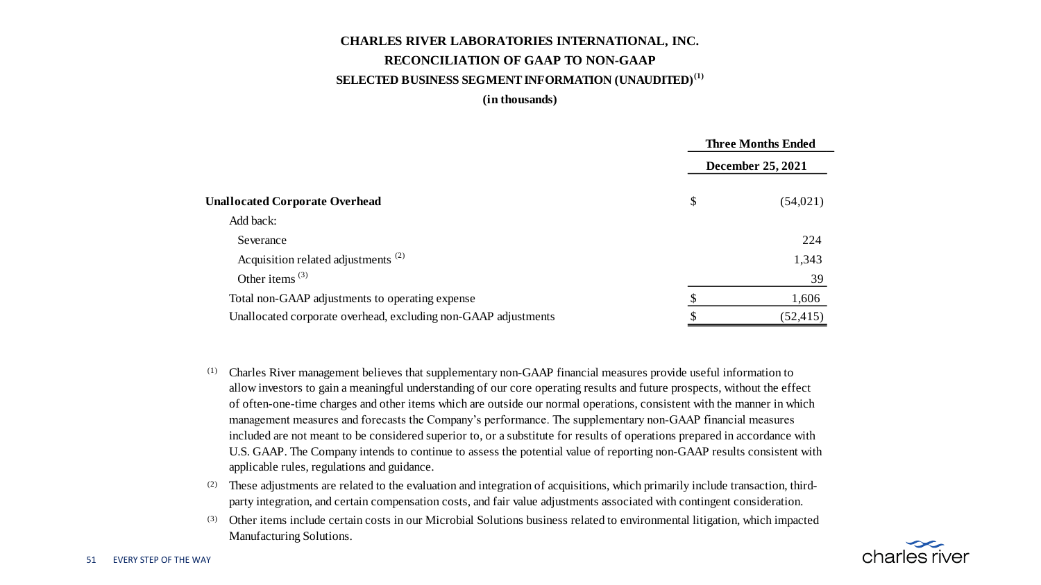# CHARLES RIVER LABORATORIES INTERNATIONAL, INC.

## RECONCILIATION OF GAAP TO NON-GAAP

### SELECTED BUSINESS SEGMENT INFORMATION (UNAUDITED)[1]

**(in thousands)**

| | Three Months Ended December 25, 2021 |
|---|---|
| **Unallocated Corporate Overhead** | $ (54,021) |
| Add back: | |
| Severance | 224 |
| Acquisition related adjustments [2] | 1,343 |
| Other items [3] | 39 |
| Total non-GAAP adjustments to operating expense | $ 1,606 |
| Unallocated corporate overhead, excluding non-GAAP adjustments | $ (52,415) |

[1] Charles River management believes that supplementary non-GAAP financial measures provide useful information to allow investors to gain a meaningful understanding of our core operating results and future prospects, without the effect of often-one-time charges and other items which are outside our normal operations, consistent with the manner in which management measures and forecasts the Company's performance. The supplementary non-GAAP financial measures included are not meant to be considered superior to, or a substitute for results of operations prepared in accordance with U.S. GAAP. The Company intends to continue to assess the potential value of reporting non-GAAP results consistent with applicable rules, regulations and guidance.

[2] These adjustments are related to the evaluation and integration of acquisitions, which primarily include transaction, third-party integration, and certain compensation costs, and fair value adjustments associated with contingent consideration.

[3] Other items include certain costs in our Microbial Solutions business related to environmental litigation, which impacted Manufacturing Solutions.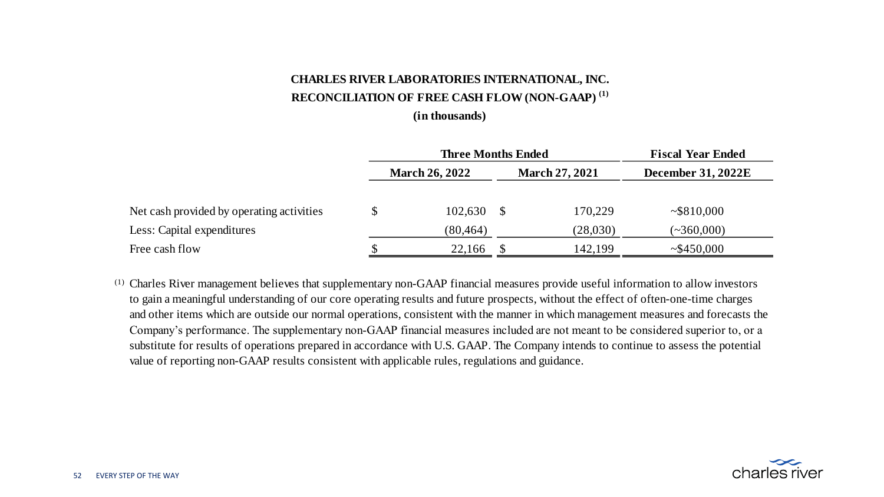**CHARLES RIVER LABORATORIES INTERNATIONAL, INC.**

**RECONCILIATION OF FREE CASH FLOW (NON-GAAP) [1]**

**(in thousands)**

| | Three Months Ended | | Fiscal Year Ended |
|---|---|---|---|
| | March 26, 2022 | March 27, 2021 | December 31, 2022E |
| Net cash provided by operating activities | $ 102,630 | $ 170,229 | ~$810,000 |
| Less: Capital expenditures | (80,464) | (28,030) | (~360,000) |
| Free cash flow | $ 22,166 | $ 142,199 | ~$450,000 |

[1] Charles River management believes that supplementary non-GAAP financial measures provide useful information to allow investors to gain a meaningful understanding of our core operating results and future prospects, without the effect of often-one-time charges and other items which are outside our normal operations, consistent with the manner in which management measures and forecasts the Company's performance. The supplementary non-GAAP financial measures included are not meant to be considered superior to, or a substitute for results of operations prepared in accordance with U.S. GAAP. The Company intends to continue to assess the potential value of reporting non-GAAP results consistent with applicable rules, regulations and guidance.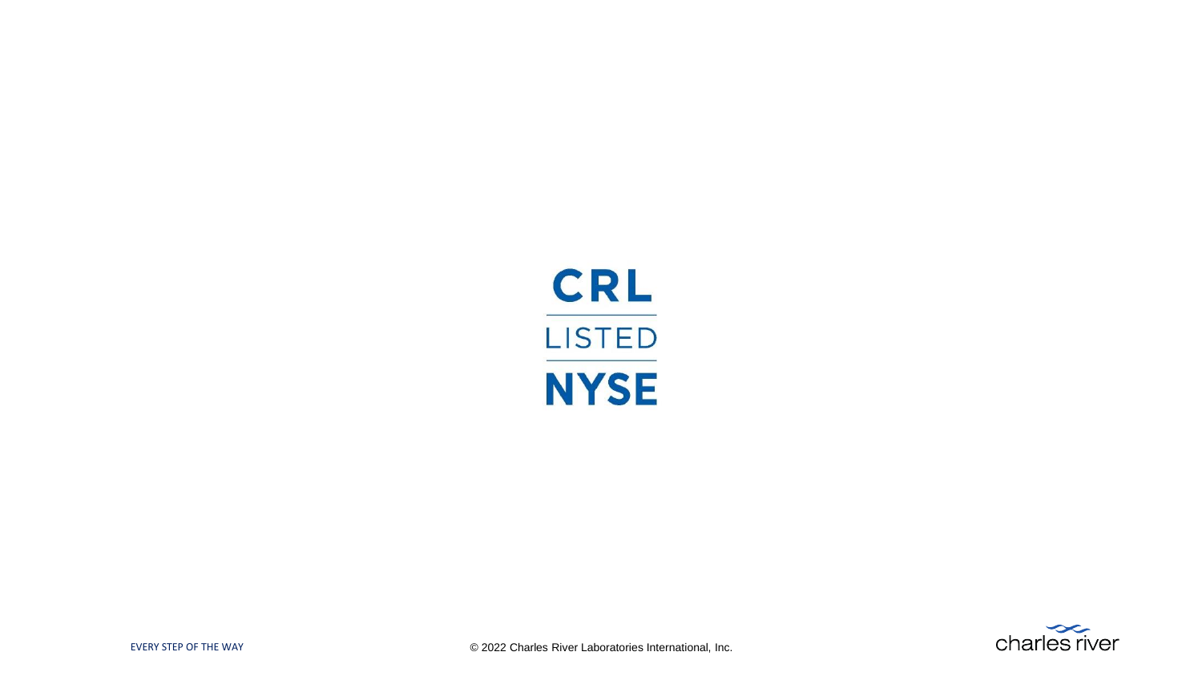CRL

LISTED

NYSE